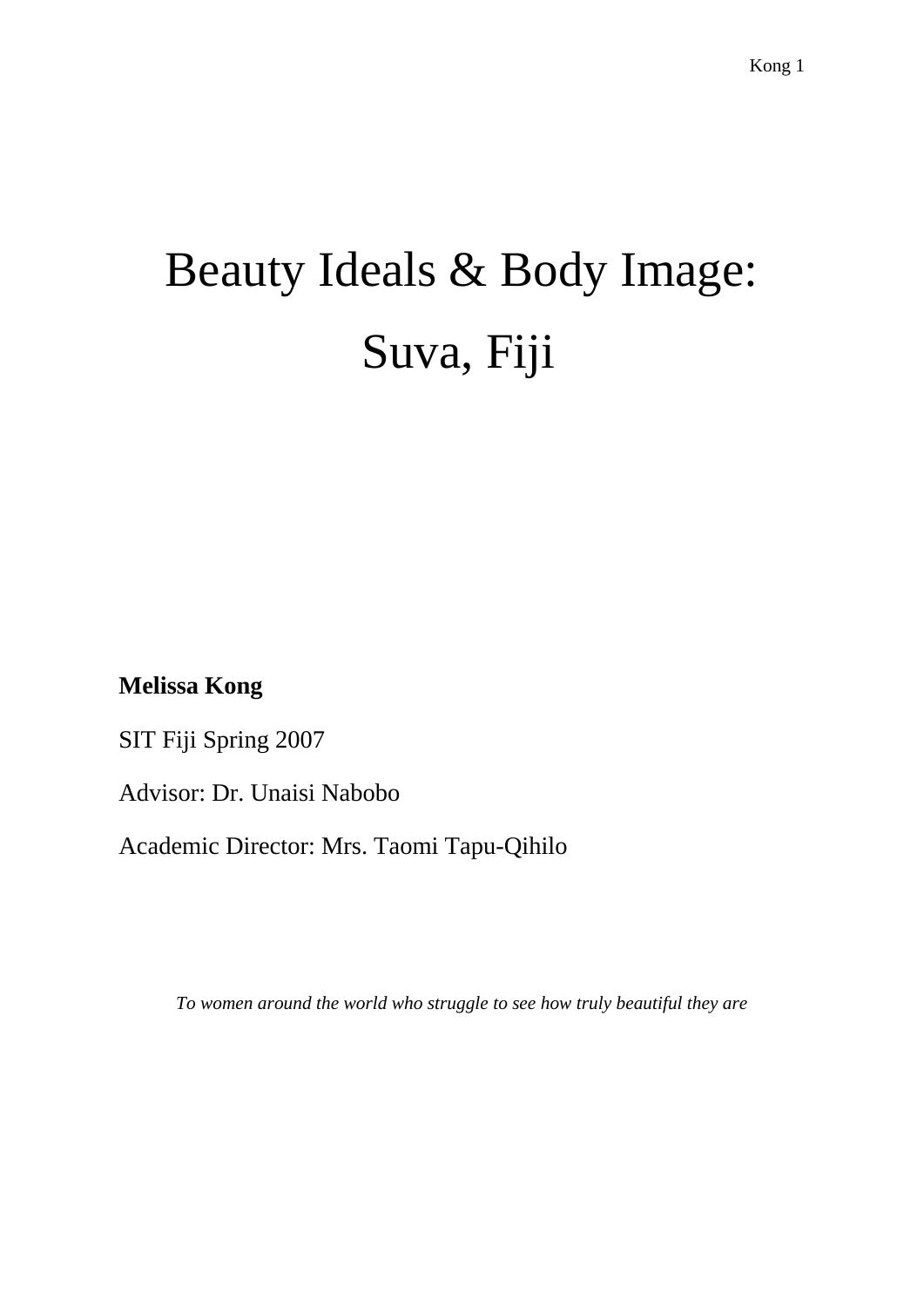# Beauty Ideals & Body Image: Suva, Fiji

**Melissa Kong**

SIT Fiji Spring 2007

Advisor: Dr. Unaisi Nabobo

Academic Director: Mrs. Taomi Tapu-Qihilo

*To women around the world who struggle to see how truly beautiful they are*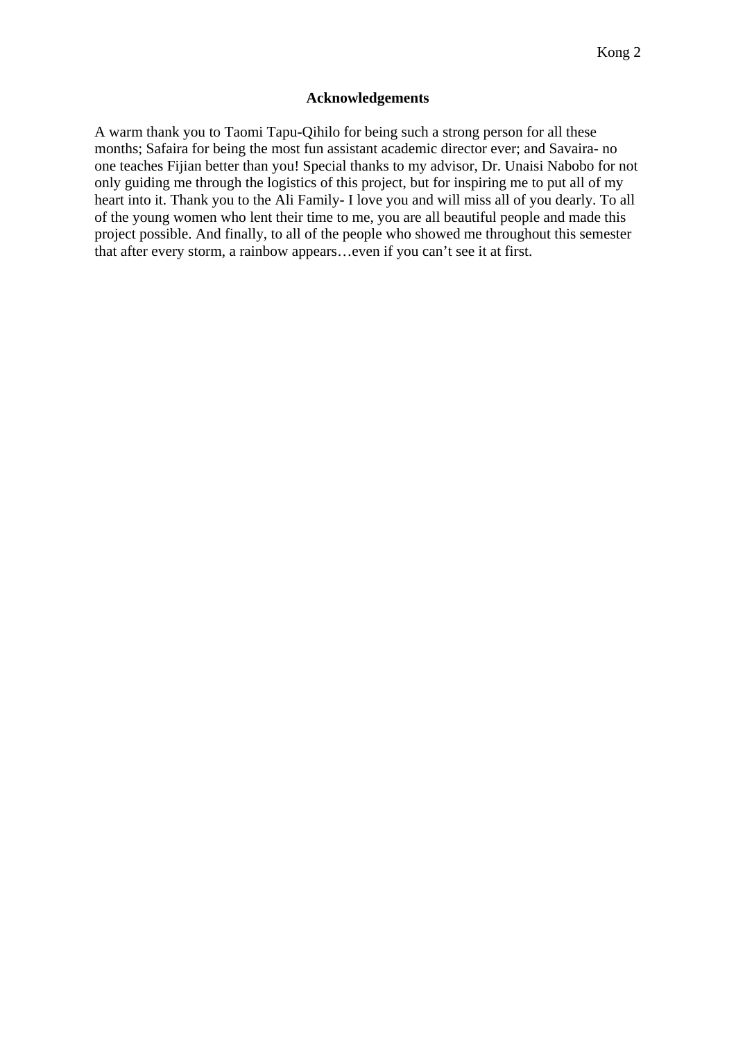# Acknowledgements

A warm thank you to Taomi Tapu-Qihilo for being such a strong person for all these months; Safaira for being the most fun assistant academic director ever; and Savaira- no one teaches Fijian better than you! Special thanks to my advisor, Dr. Unaisi Nabobo for not only guiding me through the logistics of this project, but for inspiring me to put all of my heart into it. Thank you to the Ali Family- I love you and will miss all of you dearly. To all of the young women who lent their time to me, you are all beautiful people and made this project possible. And finally, to all of the people who showed me throughout this semester that after every storm, a rainbow appears…even if you can't see it at first.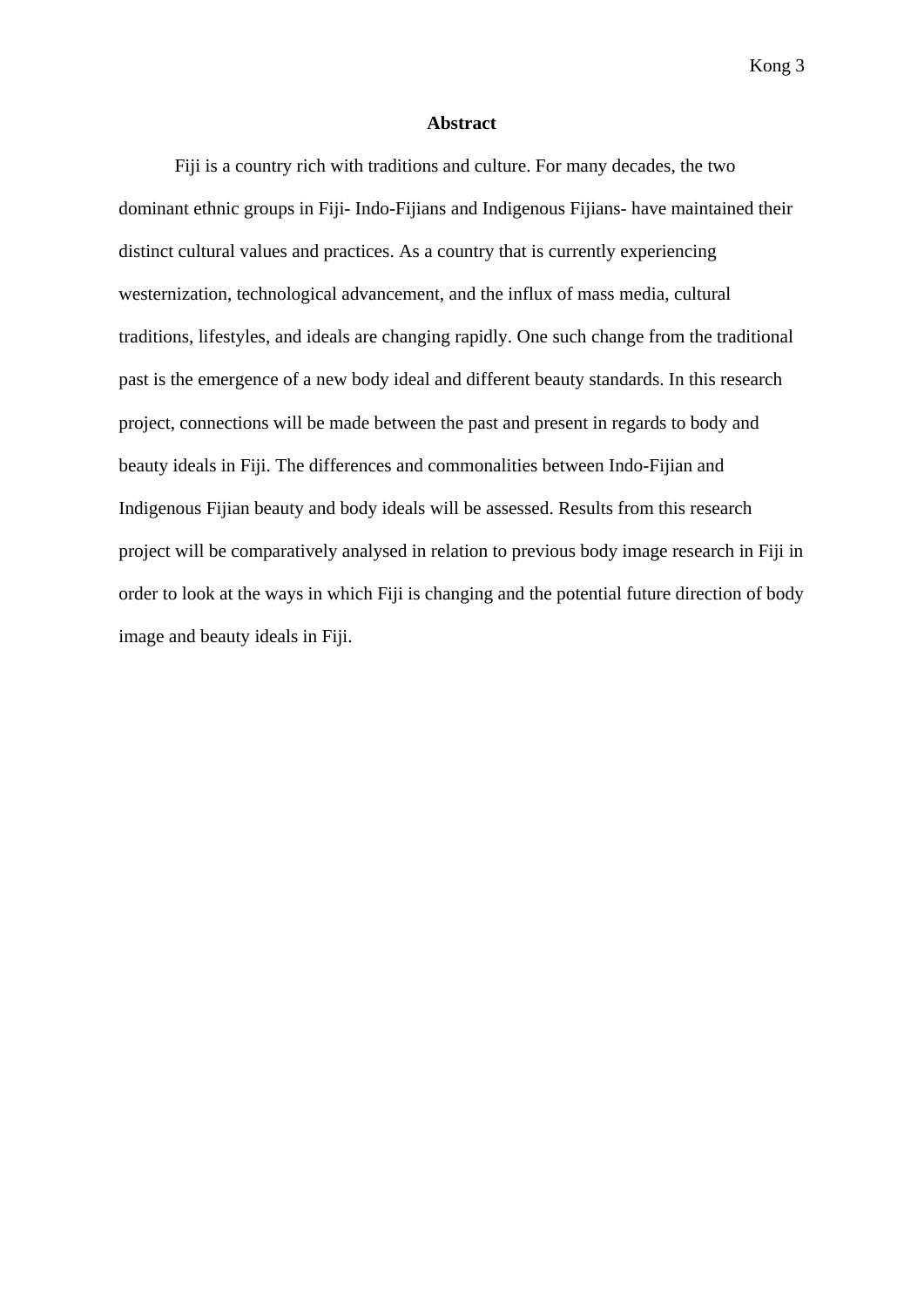**Abstract**

Fiji is a country rich with traditions and culture. For many decades, the two dominant ethnic groups in Fiji- Indo-Fijians and Indigenous Fijians- have maintained their distinct cultural values and practices. As a country that is currently experiencing westernization, technological advancement, and the influx of mass media, cultural traditions, lifestyles, and ideals are changing rapidly. One such change from the traditional past is the emergence of a new body ideal and different beauty standards. In this research project, connections will be made between the past and present in regards to body and beauty ideals in Fiji. The differences and commonalities between Indo-Fijian and Indigenous Fijian beauty and body ideals will be assessed. Results from this research project will be comparatively analysed in relation to previous body image research in Fiji in order to look at the ways in which Fiji is changing and the potential future direction of body image and beauty ideals in Fiji.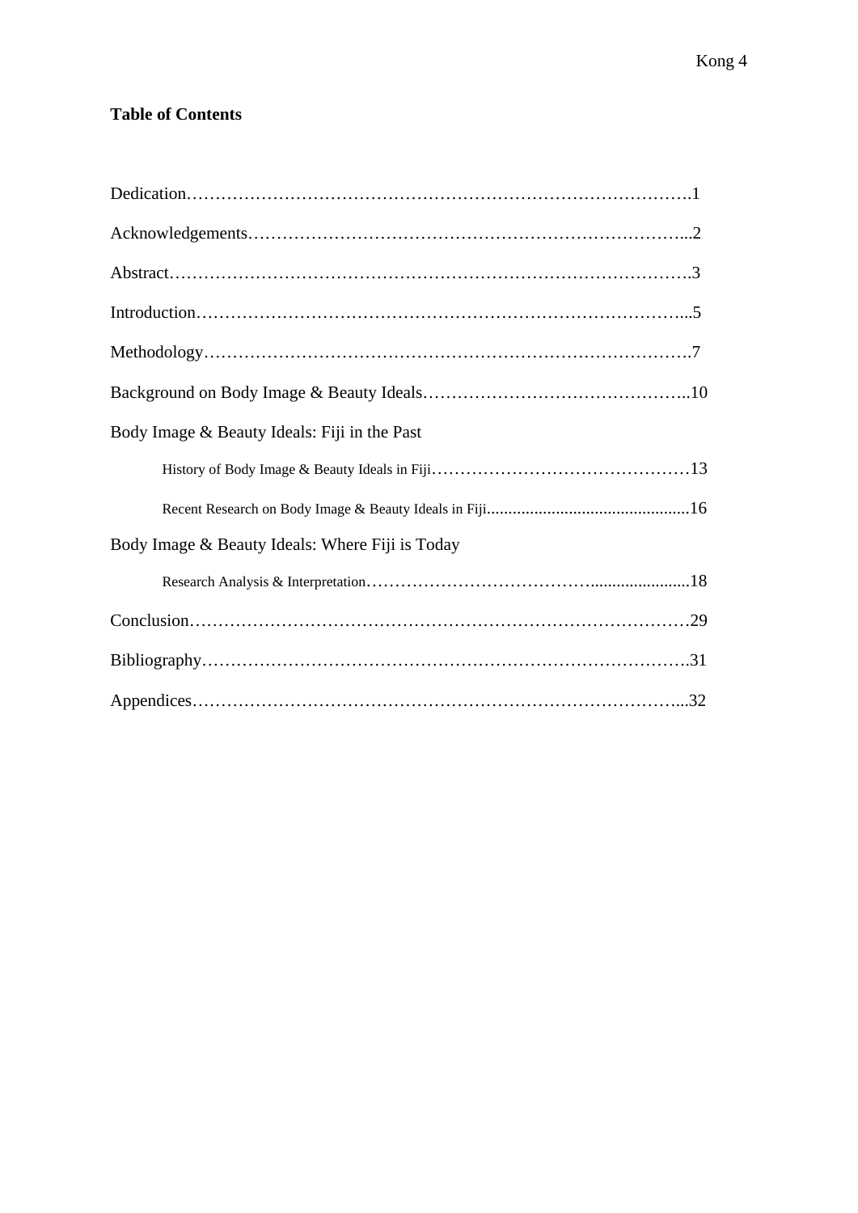**Table of Contents**

Dedication……………………………………………………………………………….1

Acknowledgements…………………………………………………………………...2

Abstract………………………………………………………………………………….3

Introduction……………………………………………………………………………...5

Methodology…………………………………………………………………………….7

Background on Body Image & Beauty Ideals………………………………………..10

Body Image & Beauty Ideals: Fiji in the Past

- History of Body Image & Beauty Ideals in Fiji………………………………………13
- Recent Research on Body Image & Beauty Ideals in Fiji..............................................16

Body Image & Beauty Ideals: Where Fiji is Today

- Research Analysis & Interpretation………………………………….......................18

Conclusion………………………………………………………………………………29

Bibliography…………………………………………………………………………….31

Appendices……………………………………………………………………………...32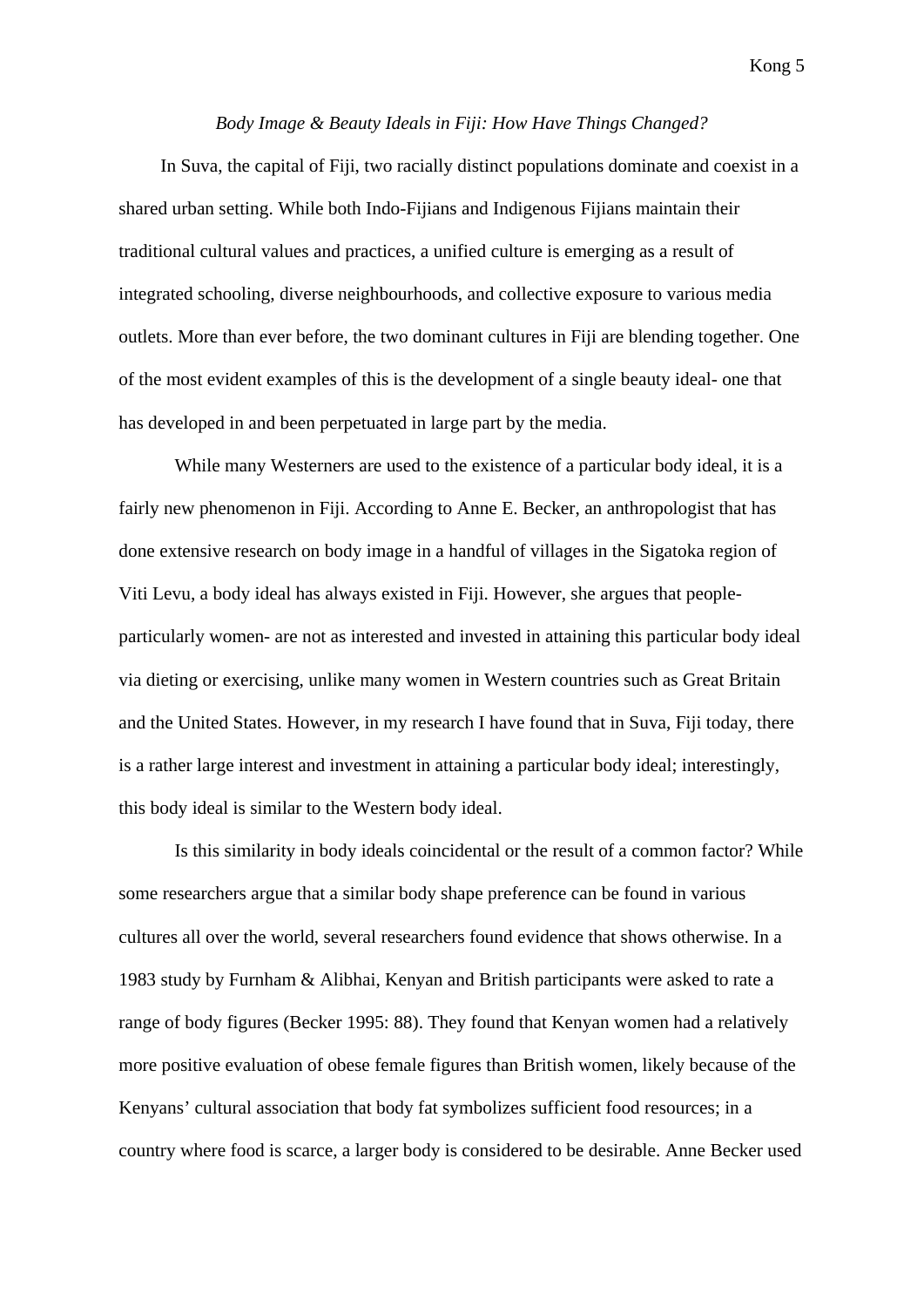*Body Image & Beauty Ideals in Fiji: How Have Things Changed?*

In Suva, the capital of Fiji, two racially distinct populations dominate and coexist in a shared urban setting. While both Indo-Fijians and Indigenous Fijians maintain their traditional cultural values and practices, a unified culture is emerging as a result of integrated schooling, diverse neighbourhoods, and collective exposure to various media outlets. More than ever before, the two dominant cultures in Fiji are blending together. One of the most evident examples of this is the development of a single beauty ideal- one that has developed in and been perpetuated in large part by the media.

While many Westerners are used to the existence of a particular body ideal, it is a fairly new phenomenon in Fiji. According to Anne E. Becker, an anthropologist that has done extensive research on body image in a handful of villages in the Sigatoka region of Viti Levu, a body ideal has always existed in Fiji. However, she argues that people- particularly women- are not as interested and invested in attaining this particular body ideal via dieting or exercising, unlike many women in Western countries such as Great Britain and the United States. However, in my research I have found that in Suva, Fiji today, there is a rather large interest and investment in attaining a particular body ideal; interestingly, this body ideal is similar to the Western body ideal.

Is this similarity in body ideals coincidental or the result of a common factor? While some researchers argue that a similar body shape preference can be found in various cultures all over the world, several researchers found evidence that shows otherwise. In a 1983 study by Furnham & Alibhai, Kenyan and British participants were asked to rate a range of body figures (Becker 1995: 88). They found that Kenyan women had a relatively more positive evaluation of obese female figures than British women, likely because of the Kenyans' cultural association that body fat symbolizes sufficient food resources; in a country where food is scarce, a larger body is considered to be desirable. Anne Becker used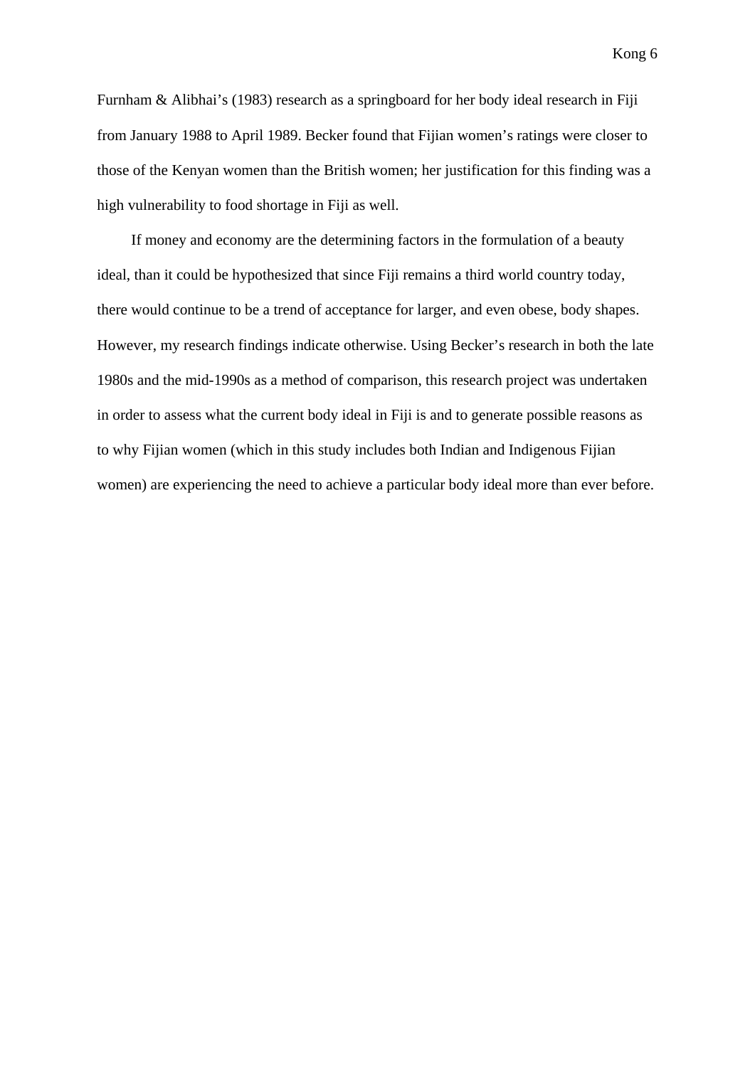Furnham & Alibhai's (1983) research as a springboard for her body ideal research in Fiji from January 1988 to April 1989. Becker found that Fijian women's ratings were closer to those of the Kenyan women than the British women; her justification for this finding was a high vulnerability to food shortage in Fiji as well.

If money and economy are the determining factors in the formulation of a beauty ideal, than it could be hypothesized that since Fiji remains a third world country today, there would continue to be a trend of acceptance for larger, and even obese, body shapes. However, my research findings indicate otherwise. Using Becker's research in both the late 1980s and the mid-1990s as a method of comparison, this research project was undertaken in order to assess what the current body ideal in Fiji is and to generate possible reasons as to why Fijian women (which in this study includes both Indian and Indigenous Fijian women) are experiencing the need to achieve a particular body ideal more than ever before.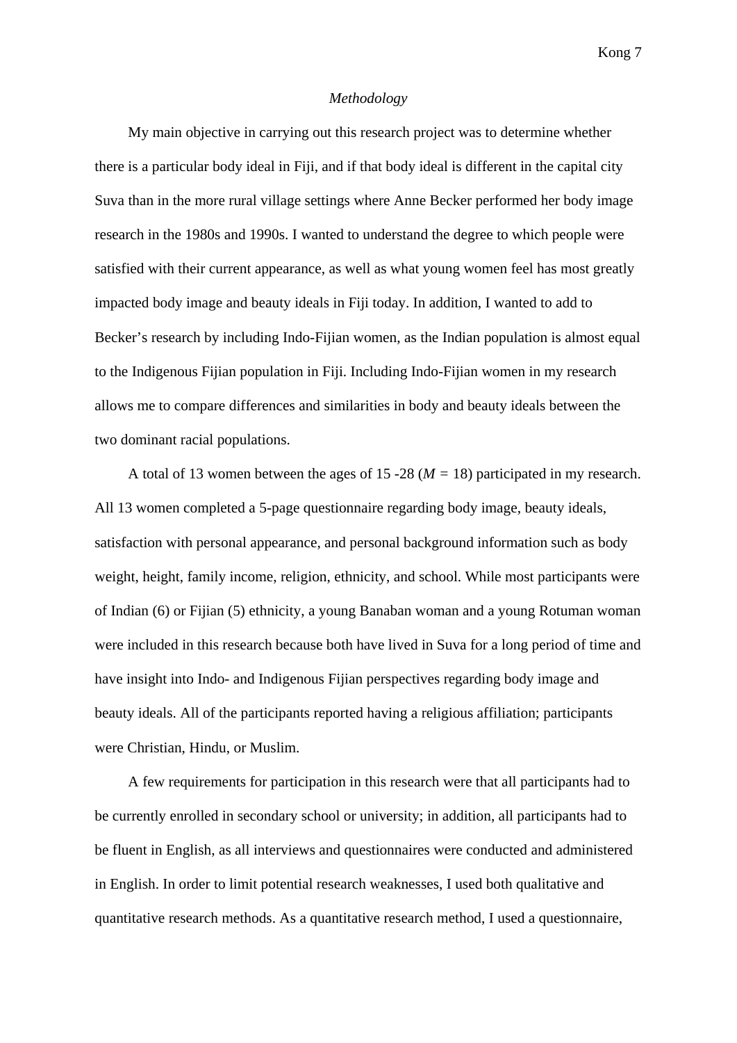*Methodology*

My main objective in carrying out this research project was to determine whether there is a particular body ideal in Fiji, and if that body ideal is different in the capital city Suva than in the more rural village settings where Anne Becker performed her body image research in the 1980s and 1990s. I wanted to understand the degree to which people were satisfied with their current appearance, as well as what young women feel has most greatly impacted body image and beauty ideals in Fiji today. In addition, I wanted to add to Becker's research by including Indo-Fijian women, as the Indian population is almost equal to the Indigenous Fijian population in Fiji. Including Indo-Fijian women in my research allows me to compare differences and similarities in body and beauty ideals between the two dominant racial populations.

A total of 13 women between the ages of 15 -28 ($M$ = 18) participated in my research. All 13 women completed a 5-page questionnaire regarding body image, beauty ideals, satisfaction with personal appearance, and personal background information such as body weight, height, family income, religion, ethnicity, and school. While most participants were of Indian (6) or Fijian (5) ethnicity, a young Banaban woman and a young Rotuman woman were included in this research because both have lived in Suva for a long period of time and have insight into Indo- and Indigenous Fijian perspectives regarding body image and beauty ideals. All of the participants reported having a religious affiliation; participants were Christian, Hindu, or Muslim.

A few requirements for participation in this research were that all participants had to be currently enrolled in secondary school or university; in addition, all participants had to be fluent in English, as all interviews and questionnaires were conducted and administered in English. In order to limit potential research weaknesses, I used both qualitative and quantitative research methods. As a quantitative research method, I used a questionnaire,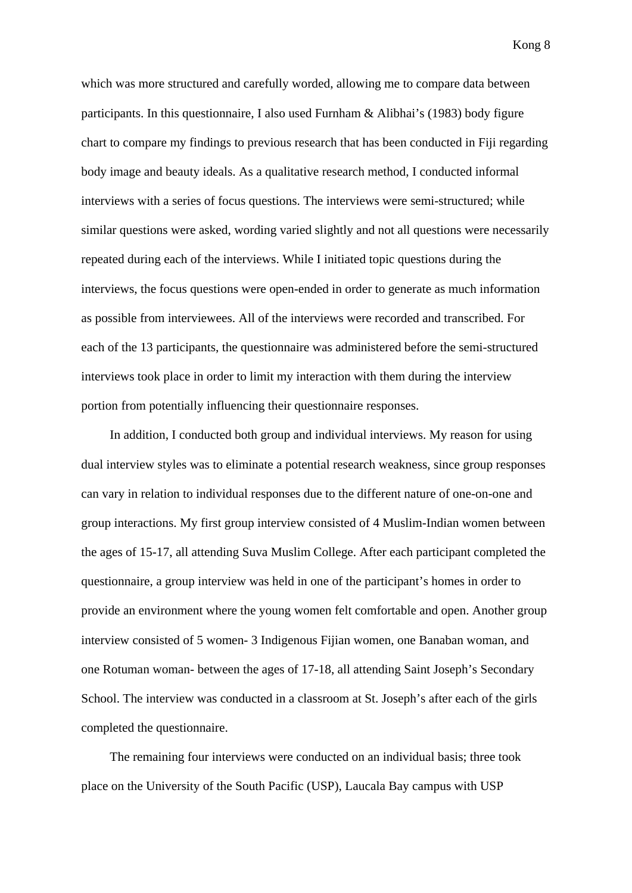which was more structured and carefully worded, allowing me to compare data between participants. In this questionnaire, I also used Furnham & Alibhai's (1983) body figure chart to compare my findings to previous research that has been conducted in Fiji regarding body image and beauty ideals. As a qualitative research method, I conducted informal interviews with a series of focus questions. The interviews were semi-structured; while similar questions were asked, wording varied slightly and not all questions were necessarily repeated during each of the interviews. While I initiated topic questions during the interviews, the focus questions were open-ended in order to generate as much information as possible from interviewees. All of the interviews were recorded and transcribed. For each of the 13 participants, the questionnaire was administered before the semi-structured interviews took place in order to limit my interaction with them during the interview portion from potentially influencing their questionnaire responses.

In addition, I conducted both group and individual interviews. My reason for using dual interview styles was to eliminate a potential research weakness, since group responses can vary in relation to individual responses due to the different nature of one-on-one and group interactions. My first group interview consisted of 4 Muslim-Indian women between the ages of 15-17, all attending Suva Muslim College. After each participant completed the questionnaire, a group interview was held in one of the participant's homes in order to provide an environment where the young women felt comfortable and open. Another group interview consisted of 5 women- 3 Indigenous Fijian women, one Banaban woman, and one Rotuman woman- between the ages of 17-18, all attending Saint Joseph's Secondary School. The interview was conducted in a classroom at St. Joseph's after each of the girls completed the questionnaire.

The remaining four interviews were conducted on an individual basis; three took place on the University of the South Pacific (USP), Laucala Bay campus with USP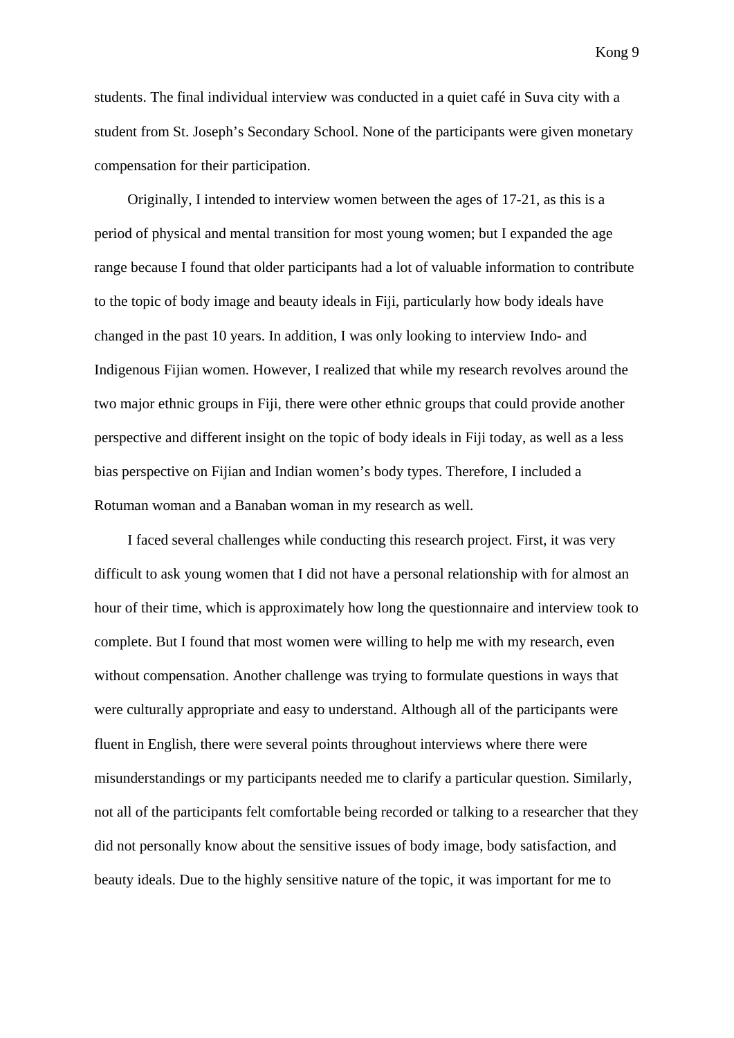students. The final individual interview was conducted in a quiet café in Suva city with a student from St. Joseph's Secondary School. None of the participants were given monetary compensation for their participation.

Originally, I intended to interview women between the ages of 17-21, as this is a period of physical and mental transition for most young women; but I expanded the age range because I found that older participants had a lot of valuable information to contribute to the topic of body image and beauty ideals in Fiji, particularly how body ideals have changed in the past 10 years. In addition, I was only looking to interview Indo- and Indigenous Fijian women. However, I realized that while my research revolves around the two major ethnic groups in Fiji, there were other ethnic groups that could provide another perspective and different insight on the topic of body ideals in Fiji today, as well as a less bias perspective on Fijian and Indian women's body types. Therefore, I included a Rotuman woman and a Banaban woman in my research as well.

I faced several challenges while conducting this research project. First, it was very difficult to ask young women that I did not have a personal relationship with for almost an hour of their time, which is approximately how long the questionnaire and interview took to complete. But I found that most women were willing to help me with my research, even without compensation. Another challenge was trying to formulate questions in ways that were culturally appropriate and easy to understand. Although all of the participants were fluent in English, there were several points throughout interviews where there were misunderstandings or my participants needed me to clarify a particular question. Similarly, not all of the participants felt comfortable being recorded or talking to a researcher that they did not personally know about the sensitive issues of body image, body satisfaction, and beauty ideals. Due to the highly sensitive nature of the topic, it was important for me to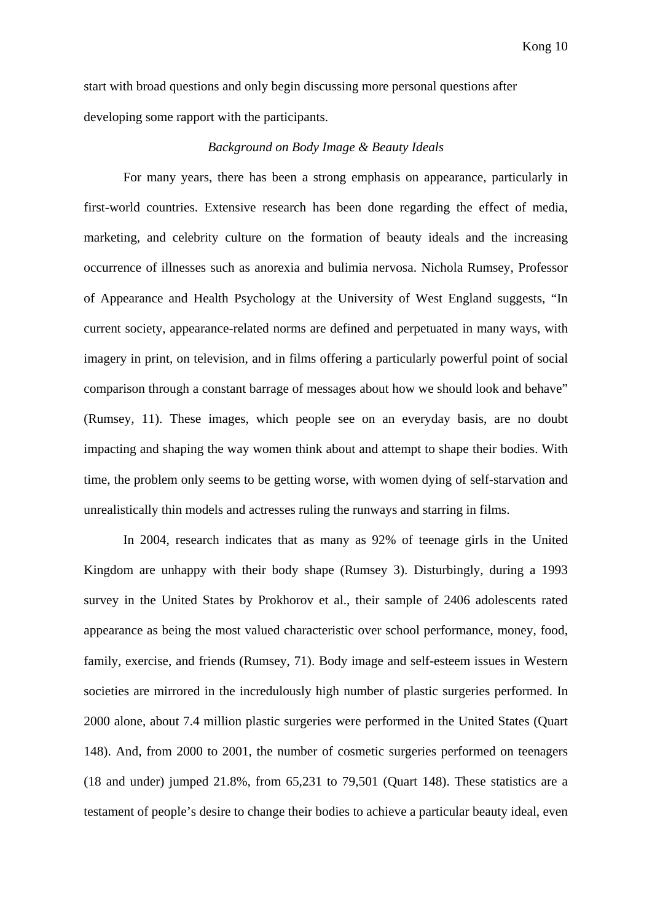start with broad questions and only begin discussing more personal questions after developing some rapport with the participants.

### *Background on Body Image & Beauty Ideals*

For many years, there has been a strong emphasis on appearance, particularly in first-world countries. Extensive research has been done regarding the effect of media, marketing, and celebrity culture on the formation of beauty ideals and the increasing occurrence of illnesses such as anorexia and bulimia nervosa. Nichola Rumsey, Professor of Appearance and Health Psychology at the University of West England suggests, "In current society, appearance-related norms are defined and perpetuated in many ways, with imagery in print, on television, and in films offering a particularly powerful point of social comparison through a constant barrage of messages about how we should look and behave" (Rumsey, 11). These images, which people see on an everyday basis, are no doubt impacting and shaping the way women think about and attempt to shape their bodies. With time, the problem only seems to be getting worse, with women dying of self-starvation and unrealistically thin models and actresses ruling the runways and starring in films.

In 2004, research indicates that as many as 92% of teenage girls in the United Kingdom are unhappy with their body shape (Rumsey 3). Disturbingly, during a 1993 survey in the United States by Prokhorov et al., their sample of 2406 adolescents rated appearance as being the most valued characteristic over school performance, money, food, family, exercise, and friends (Rumsey, 71). Body image and self-esteem issues in Western societies are mirrored in the incredulously high number of plastic surgeries performed. In 2000 alone, about 7.4 million plastic surgeries were performed in the United States (Quart 148). And, from 2000 to 2001, the number of cosmetic surgeries performed on teenagers (18 and under) jumped 21.8%, from 65,231 to 79,501 (Quart 148). These statistics are a testament of people's desire to change their bodies to achieve a particular beauty ideal, even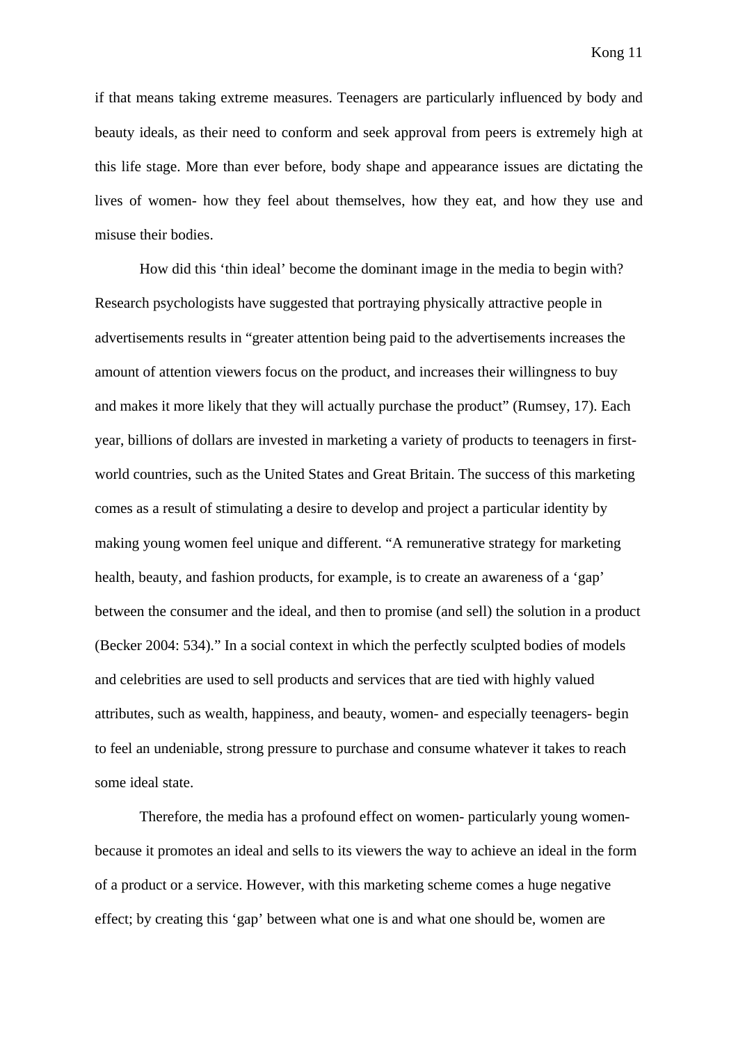if that means taking extreme measures. Teenagers are particularly influenced by body and beauty ideals, as their need to conform and seek approval from peers is extremely high at this life stage. More than ever before, body shape and appearance issues are dictating the lives of women- how they feel about themselves, how they eat, and how they use and misuse their bodies.

How did this 'thin ideal' become the dominant image in the media to begin with? Research psychologists have suggested that portraying physically attractive people in advertisements results in "greater attention being paid to the advertisements increases the amount of attention viewers focus on the product, and increases their willingness to buy and makes it more likely that they will actually purchase the product" (Rumsey, 17). Each year, billions of dollars are invested in marketing a variety of products to teenagers in first-world countries, such as the United States and Great Britain. The success of this marketing comes as a result of stimulating a desire to develop and project a particular identity by making young women feel unique and different. "A remunerative strategy for marketing health, beauty, and fashion products, for example, is to create an awareness of a 'gap' between the consumer and the ideal, and then to promise (and sell) the solution in a product (Becker 2004: 534)." In a social context in which the perfectly sculpted bodies of models and celebrities are used to sell products and services that are tied with highly valued attributes, such as wealth, happiness, and beauty, women- and especially teenagers- begin to feel an undeniable, strong pressure to purchase and consume whatever it takes to reach some ideal state.

Therefore, the media has a profound effect on women- particularly young women- because it promotes an ideal and sells to its viewers the way to achieve an ideal in the form of a product or a service. However, with this marketing scheme comes a huge negative effect; by creating this 'gap' between what one is and what one should be, women are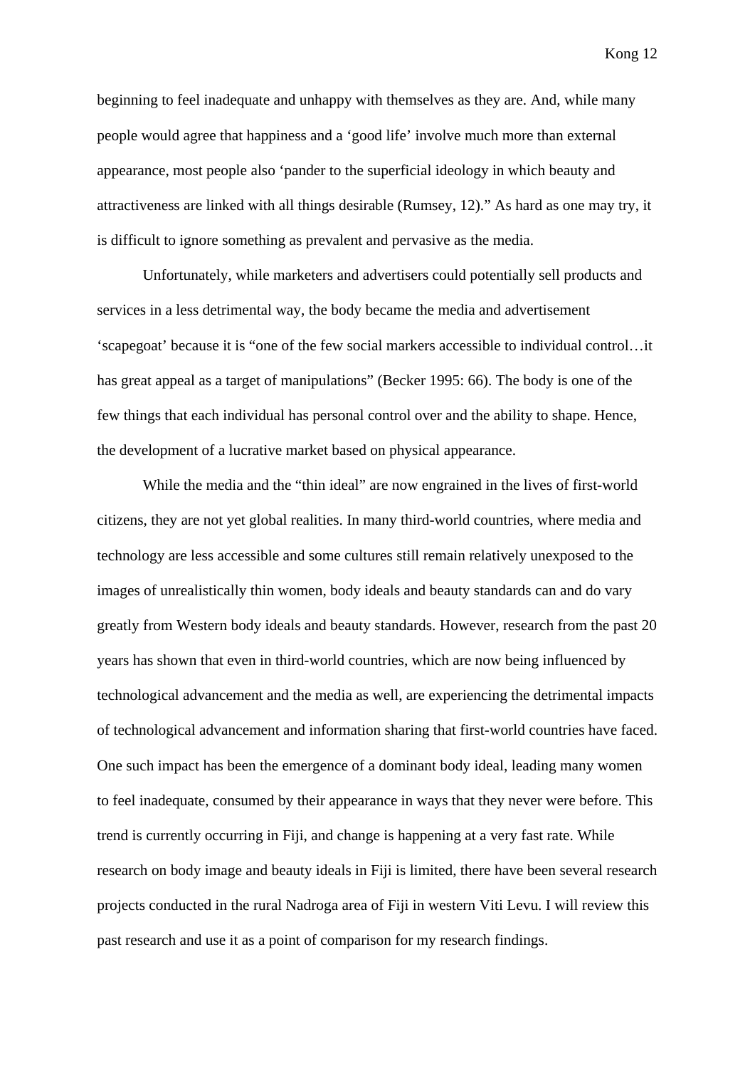beginning to feel inadequate and unhappy with themselves as they are. And, while many people would agree that happiness and a 'good life' involve much more than external appearance, most people also 'pander to the superficial ideology in which beauty and attractiveness are linked with all things desirable (Rumsey, 12)." As hard as one may try, it is difficult to ignore something as prevalent and pervasive as the media.

Unfortunately, while marketers and advertisers could potentially sell products and services in a less detrimental way, the body became the media and advertisement 'scapegoat' because it is "one of the few social markers accessible to individual control…it has great appeal as a target of manipulations" (Becker 1995: 66). The body is one of the few things that each individual has personal control over and the ability to shape. Hence, the development of a lucrative market based on physical appearance.

While the media and the "thin ideal" are now engrained in the lives of first-world citizens, they are not yet global realities. In many third-world countries, where media and technology are less accessible and some cultures still remain relatively unexposed to the images of unrealistically thin women, body ideals and beauty standards can and do vary greatly from Western body ideals and beauty standards. However, research from the past 20 years has shown that even in third-world countries, which are now being influenced by technological advancement and the media as well, are experiencing the detrimental impacts of technological advancement and information sharing that first-world countries have faced. One such impact has been the emergence of a dominant body ideal, leading many women to feel inadequate, consumed by their appearance in ways that they never were before. This trend is currently occurring in Fiji, and change is happening at a very fast rate. While research on body image and beauty ideals in Fiji is limited, there have been several research projects conducted in the rural Nadroga area of Fiji in western Viti Levu. I will review this past research and use it as a point of comparison for my research findings.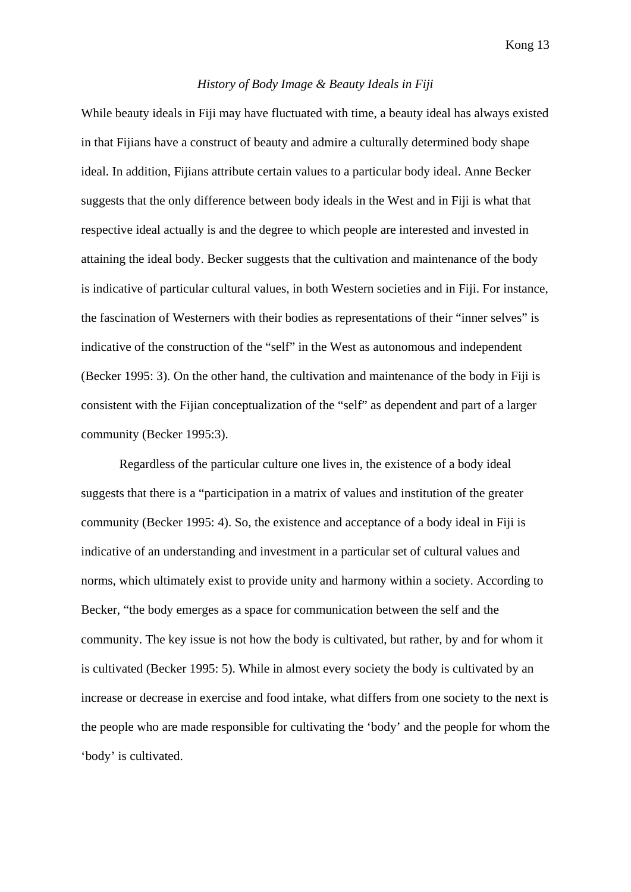*History of Body Image & Beauty Ideals in Fiji*

While beauty ideals in Fiji may have fluctuated with time, a beauty ideal has always existed in that Fijians have a construct of beauty and admire a culturally determined body shape ideal. In addition, Fijians attribute certain values to a particular body ideal. Anne Becker suggests that the only difference between body ideals in the West and in Fiji is what that respective ideal actually is and the degree to which people are interested and invested in attaining the ideal body. Becker suggests that the cultivation and maintenance of the body is indicative of particular cultural values, in both Western societies and in Fiji. For instance, the fascination of Westerners with their bodies as representations of their "inner selves" is indicative of the construction of the "self" in the West as autonomous and independent (Becker 1995: 3). On the other hand, the cultivation and maintenance of the body in Fiji is consistent with the Fijian conceptualization of the "self" as dependent and part of a larger community (Becker 1995:3).

Regardless of the particular culture one lives in, the existence of a body ideal suggests that there is a "participation in a matrix of values and institution of the greater community (Becker 1995: 4). So, the existence and acceptance of a body ideal in Fiji is indicative of an understanding and investment in a particular set of cultural values and norms, which ultimately exist to provide unity and harmony within a society. According to Becker, "the body emerges as a space for communication between the self and the community. The key issue is not how the body is cultivated, but rather, by and for whom it is cultivated (Becker 1995: 5). While in almost every society the body is cultivated by an increase or decrease in exercise and food intake, what differs from one society to the next is the people who are made responsible for cultivating the 'body' and the people for whom the 'body' is cultivated.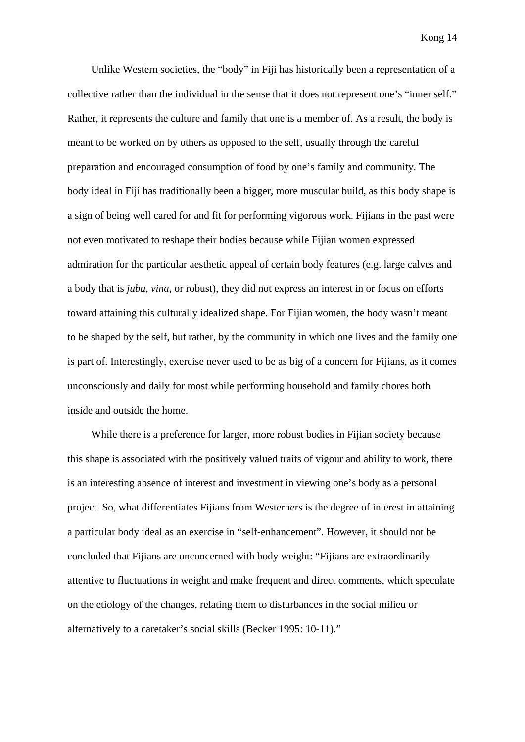Unlike Western societies, the "body" in Fiji has historically been a representation of a collective rather than the individual in the sense that it does not represent one's "inner self." Rather, it represents the culture and family that one is a member of. As a result, the body is meant to be worked on by others as opposed to the self, usually through the careful preparation and encouraged consumption of food by one's family and community. The body ideal in Fiji has traditionally been a bigger, more muscular build, as this body shape is a sign of being well cared for and fit for performing vigorous work. Fijians in the past were not even motivated to reshape their bodies because while Fijian women expressed admiration for the particular aesthetic appeal of certain body features (e.g. large calves and a body that is *jubu*, *vina*, or robust), they did not express an interest in or focus on efforts toward attaining this culturally idealized shape. For Fijian women, the body wasn't meant to be shaped by the self, but rather, by the community in which one lives and the family one is part of. Interestingly, exercise never used to be as big of a concern for Fijians, as it comes unconsciously and daily for most while performing household and family chores both inside and outside the home.

While there is a preference for larger, more robust bodies in Fijian society because this shape is associated with the positively valued traits of vigour and ability to work, there is an interesting absence of interest and investment in viewing one's body as a personal project. So, what differentiates Fijians from Westerners is the degree of interest in attaining a particular body ideal as an exercise in "self-enhancement". However, it should not be concluded that Fijians are unconcerned with body weight: "Fijians are extraordinarily attentive to fluctuations in weight and make frequent and direct comments, which speculate on the etiology of the changes, relating them to disturbances in the social milieu or alternatively to a caretaker's social skills (Becker 1995: 10-11)."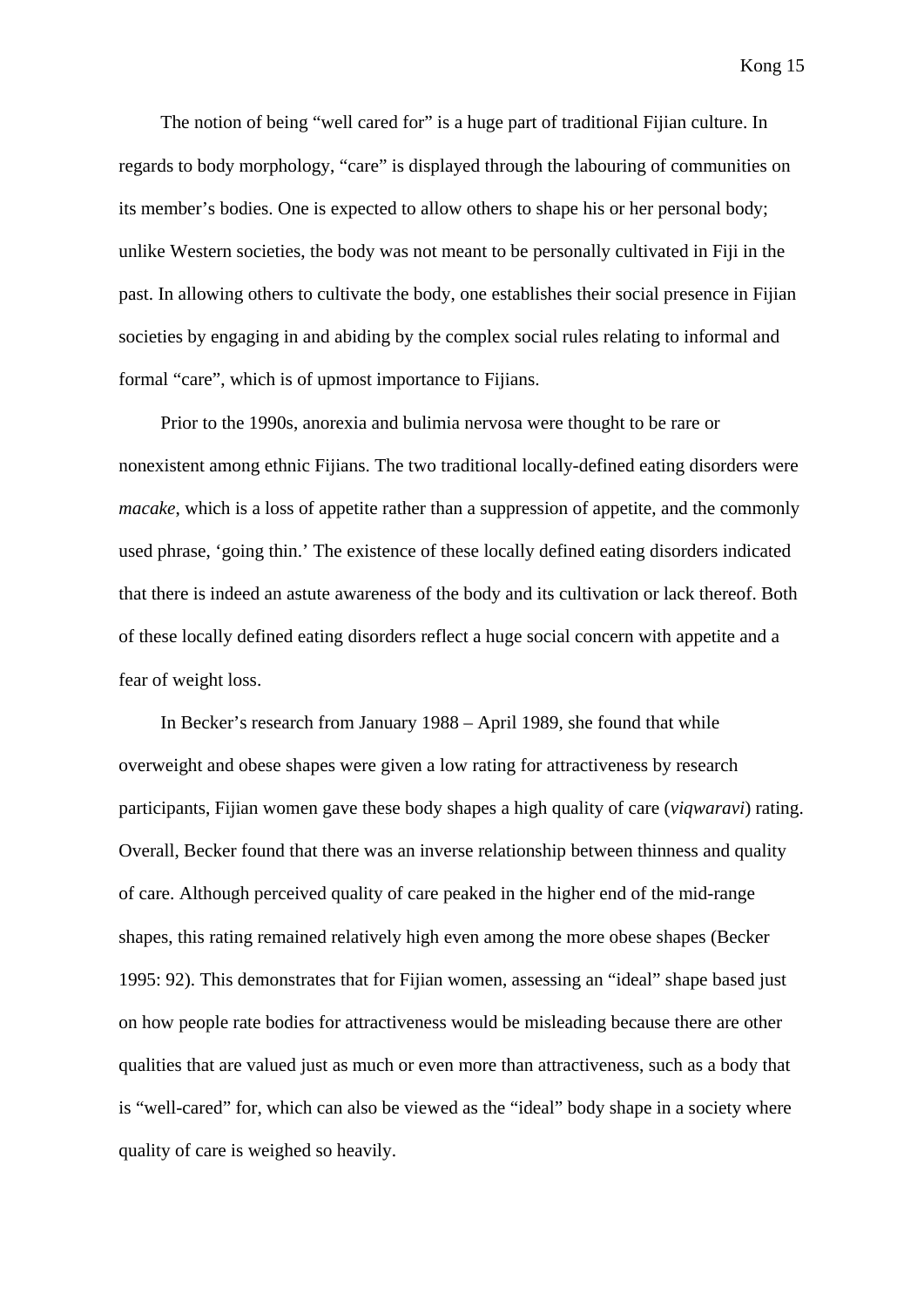The notion of being “well cared for” is a huge part of traditional Fijian culture. In regards to body morphology, “care” is displayed through the labouring of communities on its member’s bodies. One is expected to allow others to shape his or her personal body; unlike Western societies, the body was not meant to be personally cultivated in Fiji in the past. In allowing others to cultivate the body, one establishes their social presence in Fijian societies by engaging in and abiding by the complex social rules relating to informal and formal “care”, which is of upmost importance to Fijians.

Prior to the 1990s, anorexia and bulimia nervosa were thought to be rare or nonexistent among ethnic Fijians. The two traditional locally-defined eating disorders were *macake*, which is a loss of appetite rather than a suppression of appetite, and the commonly used phrase, ‘going thin.’ The existence of these locally defined eating disorders indicated that there is indeed an astute awareness of the body and its cultivation or lack thereof. Both of these locally defined eating disorders reflect a huge social concern with appetite and a fear of weight loss.

In Becker’s research from January 1988 – April 1989, she found that while overweight and obese shapes were given a low rating for attractiveness by research participants, Fijian women gave these body shapes a high quality of care (*viqwaravi*) rating. Overall, Becker found that there was an inverse relationship between thinness and quality of care. Although perceived quality of care peaked in the higher end of the mid-range shapes, this rating remained relatively high even among the more obese shapes (Becker 1995: 92). This demonstrates that for Fijian women, assessing an “ideal” shape based just on how people rate bodies for attractiveness would be misleading because there are other qualities that are valued just as much or even more than attractiveness, such as a body that is “well-cared” for, which can also be viewed as the “ideal” body shape in a society where quality of care is weighed so heavily.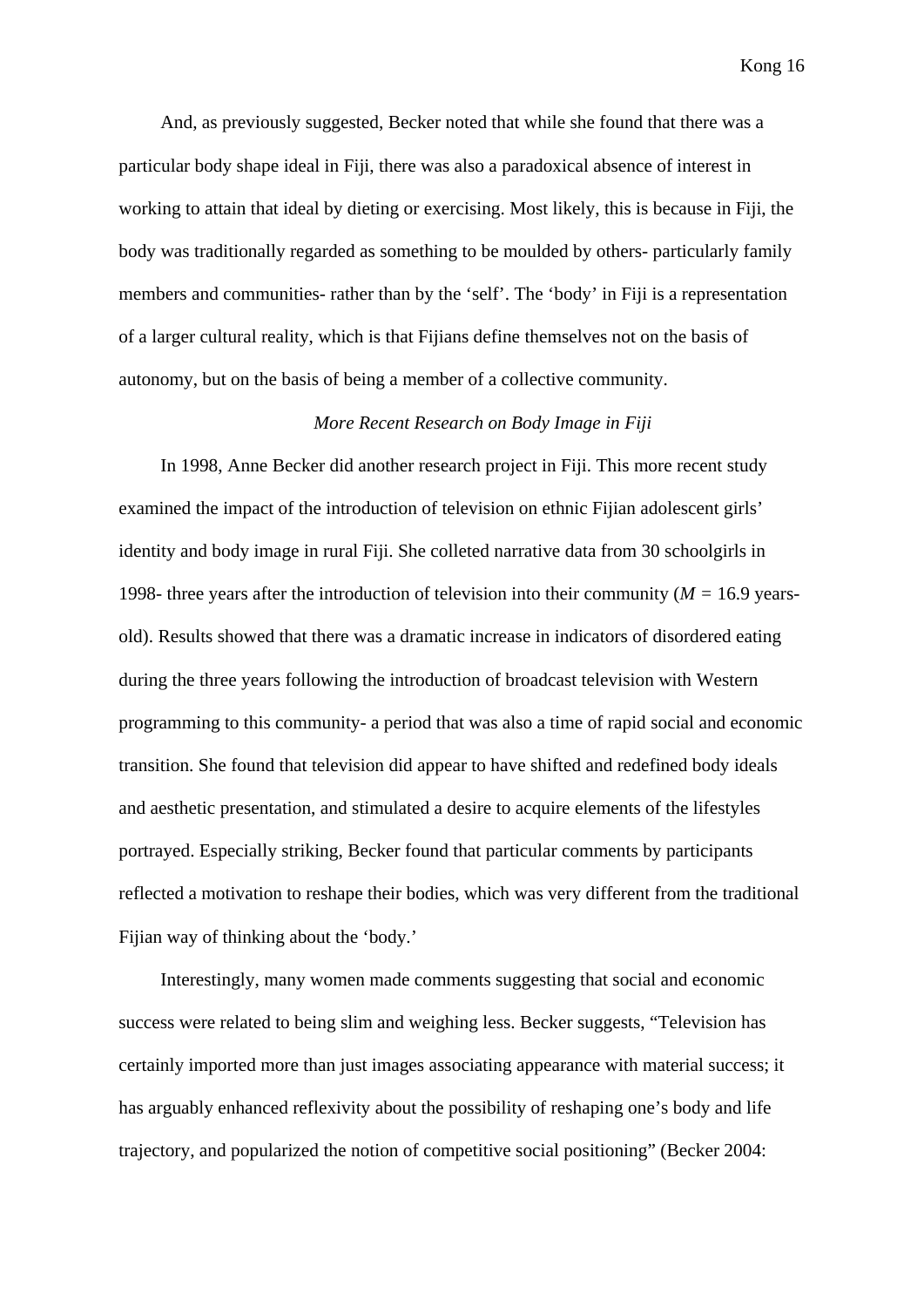And, as previously suggested, Becker noted that while she found that there was a particular body shape ideal in Fiji, there was also a paradoxical absence of interest in working to attain that ideal by dieting or exercising. Most likely, this is because in Fiji, the body was traditionally regarded as something to be moulded by others- particularly family members and communities- rather than by the 'self'. The 'body' in Fiji is a representation of a larger cultural reality, which is that Fijians define themselves not on the basis of autonomy, but on the basis of being a member of a collective community.

*More Recent Research on Body Image in Fiji*

In 1998, Anne Becker did another research project in Fiji. This more recent study examined the impact of the introduction of television on ethnic Fijian adolescent girls' identity and body image in rural Fiji. She colleted narrative data from 30 schoolgirls in 1998- three years after the introduction of television into their community ($M$ = 16.9 years-old). Results showed that there was a dramatic increase in indicators of disordered eating during the three years following the introduction of broadcast television with Western programming to this community- a period that was also a time of rapid social and economic transition. She found that television did appear to have shifted and redefined body ideals and aesthetic presentation, and stimulated a desire to acquire elements of the lifestyles portrayed. Especially striking, Becker found that particular comments by participants reflected a motivation to reshape their bodies, which was very different from the traditional Fijian way of thinking about the 'body.'

Interestingly, many women made comments suggesting that social and economic success were related to being slim and weighing less. Becker suggests, "Television has certainly imported more than just images associating appearance with material success; it has arguably enhanced reflexivity about the possibility of reshaping one's body and life trajectory, and popularized the notion of competitive social positioning" (Becker 2004: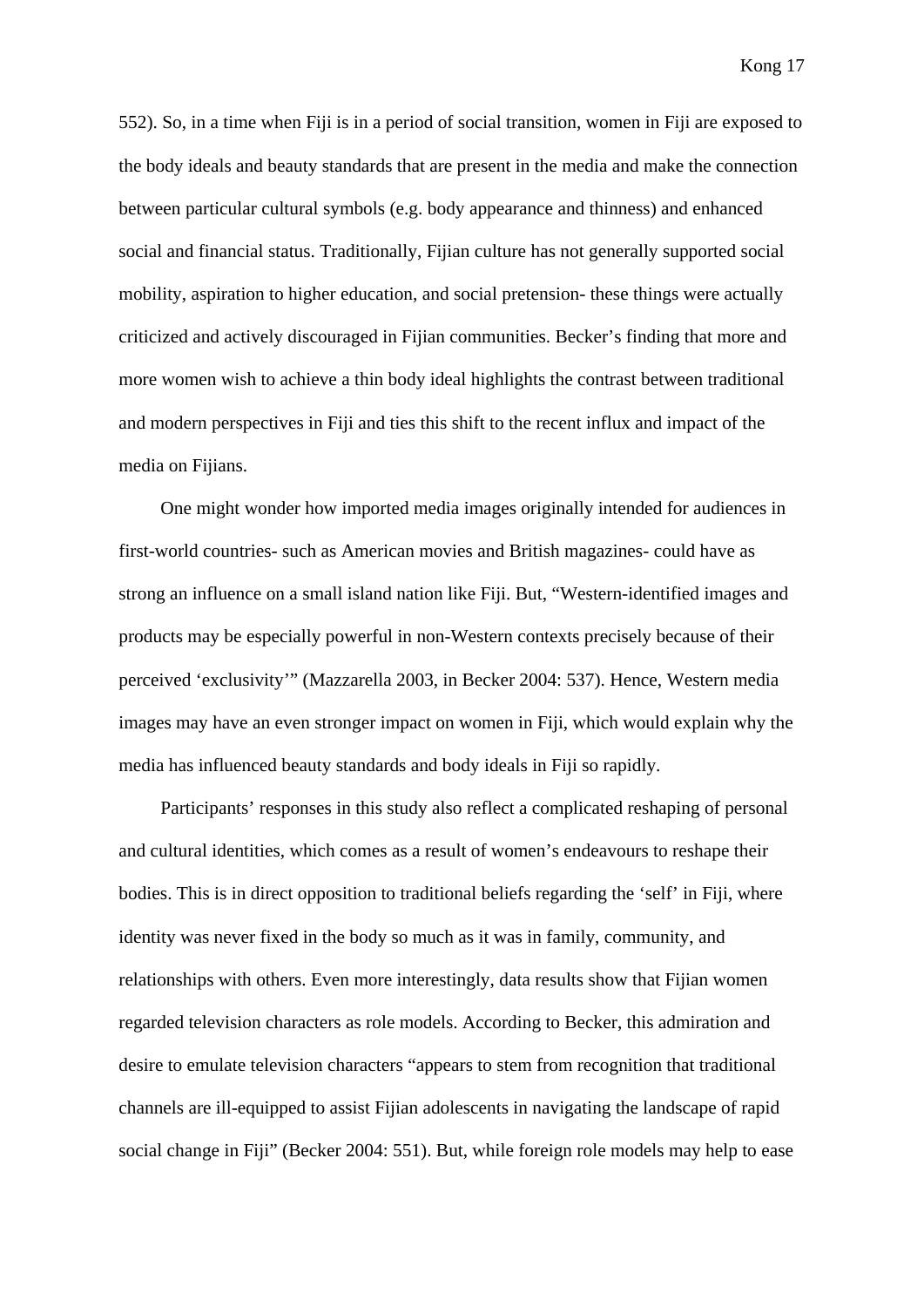552). So, in a time when Fiji is in a period of social transition, women in Fiji are exposed to the body ideals and beauty standards that are present in the media and make the connection between particular cultural symbols (e.g. body appearance and thinness) and enhanced social and financial status. Traditionally, Fijian culture has not generally supported social mobility, aspiration to higher education, and social pretension- these things were actually criticized and actively discouraged in Fijian communities. Becker's finding that more and more women wish to achieve a thin body ideal highlights the contrast between traditional and modern perspectives in Fiji and ties this shift to the recent influx and impact of the media on Fijians.

One might wonder how imported media images originally intended for audiences in first-world countries- such as American movies and British magazines- could have as strong an influence on a small island nation like Fiji. But, "Western-identified images and products may be especially powerful in non-Western contexts precisely because of their perceived 'exclusivity'" (Mazzarella 2003, in Becker 2004: 537). Hence, Western media images may have an even stronger impact on women in Fiji, which would explain why the media has influenced beauty standards and body ideals in Fiji so rapidly.

Participants' responses in this study also reflect a complicated reshaping of personal and cultural identities, which comes as a result of women's endeavours to reshape their bodies. This is in direct opposition to traditional beliefs regarding the 'self' in Fiji, where identity was never fixed in the body so much as it was in family, community, and relationships with others. Even more interestingly, data results show that Fijian women regarded television characters as role models. According to Becker, this admiration and desire to emulate television characters "appears to stem from recognition that traditional channels are ill-equipped to assist Fijian adolescents in navigating the landscape of rapid social change in Fiji" (Becker 2004: 551). But, while foreign role models may help to ease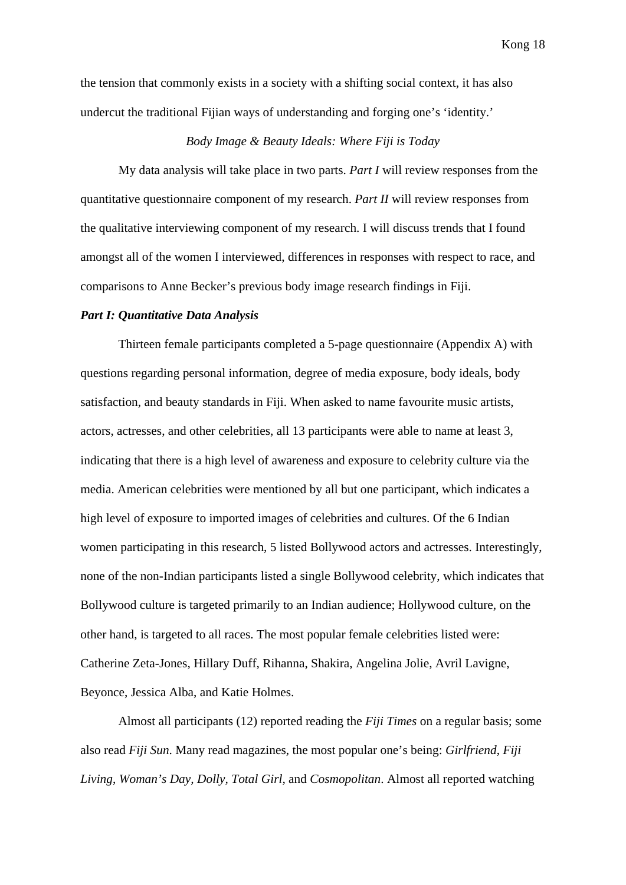the tension that commonly exists in a society with a shifting social context, it has also undercut the traditional Fijian ways of understanding and forging one's 'identity.'

### *Body Image & Beauty Ideals: Where Fiji is Today*

My data analysis will take place in two parts. *Part I* will review responses from the quantitative questionnaire component of my research. *Part II* will review responses from the qualitative interviewing component of my research. I will discuss trends that I found amongst all of the women I interviewed, differences in responses with respect to race, and comparisons to Anne Becker's previous body image research findings in Fiji.

#### ***Part I: Quantitative Data Analysis***

Thirteen female participants completed a 5-page questionnaire (Appendix A) with questions regarding personal information, degree of media exposure, body ideals, body satisfaction, and beauty standards in Fiji. When asked to name favourite music artists, actors, actresses, and other celebrities, all 13 participants were able to name at least 3, indicating that there is a high level of awareness and exposure to celebrity culture via the media. American celebrities were mentioned by all but one participant, which indicates a high level of exposure to imported images of celebrities and cultures. Of the 6 Indian women participating in this research, 5 listed Bollywood actors and actresses. Interestingly, none of the non-Indian participants listed a single Bollywood celebrity, which indicates that Bollywood culture is targeted primarily to an Indian audience; Hollywood culture, on the other hand, is targeted to all races. The most popular female celebrities listed were: Catherine Zeta-Jones, Hillary Duff, Rihanna, Shakira, Angelina Jolie, Avril Lavigne, Beyonce, Jessica Alba, and Katie Holmes.

Almost all participants (12) reported reading the *Fiji Times* on a regular basis; some also read *Fiji Sun*. Many read magazines, the most popular one's being: *Girlfriend*, *Fiji Living*, *Woman's Day*, *Dolly*, *Total Girl,* and *Cosmopolitan*. Almost all reported watching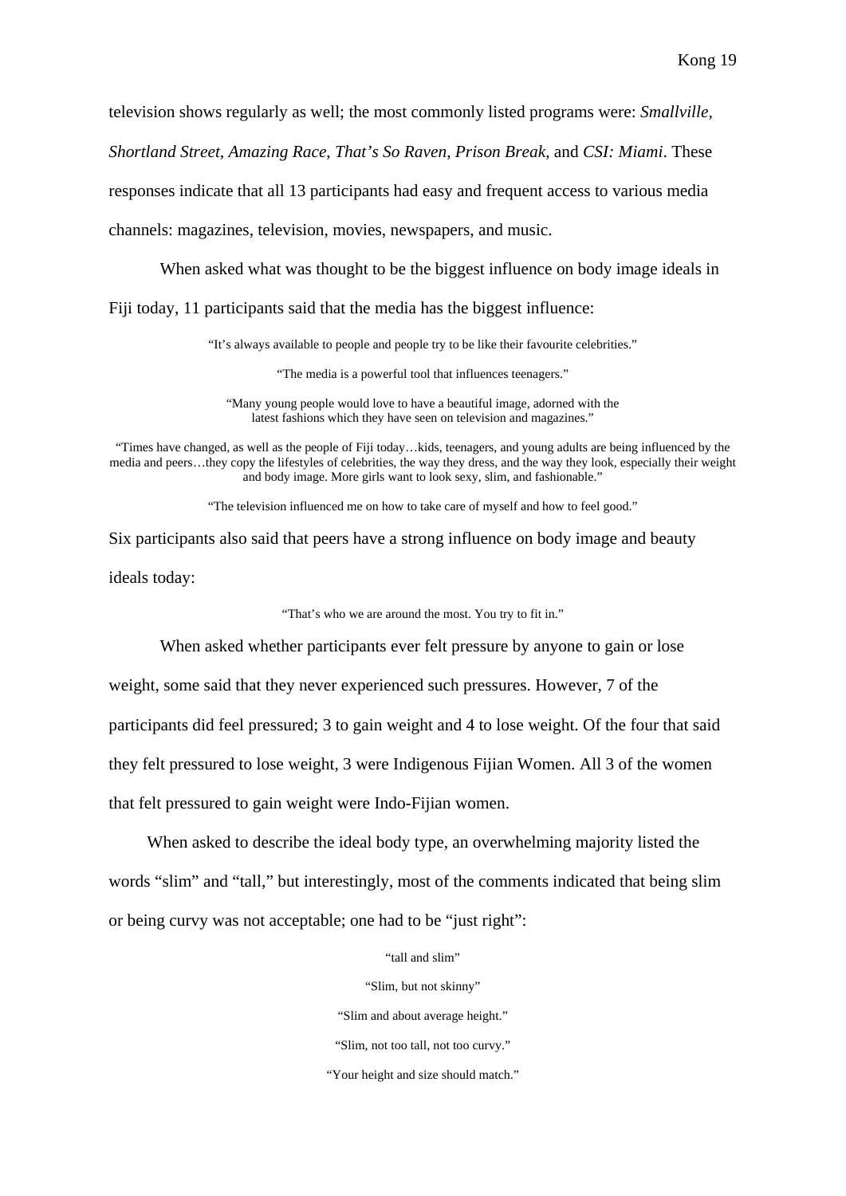television shows regularly as well; the most commonly listed programs were: *Smallville*, *Shortland Street*, *Amazing Race*, *That's So Raven*, *Prison Break*, and *CSI: Miami*. These responses indicate that all 13 participants had easy and frequent access to various media channels: magazines, television, movies, newspapers, and music.

When asked what was thought to be the biggest influence on body image ideals in Fiji today, 11 participants said that the media has the biggest influence:

> "It's always available to people and people try to be like their favourite celebrities."
>
> "The media is a powerful tool that influences teenagers."
>
> "Many young people would love to have a beautiful image, adorned with the latest fashions which they have seen on television and magazines."
>
> "Times have changed, as well as the people of Fiji today…kids, teenagers, and young adults are being influenced by the media and peers…they copy the lifestyles of celebrities, the way they dress, and the way they look, especially their weight and body image. More girls want to look sexy, slim, and fashionable."
>
> "The television influenced me on how to take care of myself and how to feel good."

Six participants also said that peers have a strong influence on body image and beauty ideals today:

> "That's who we are around the most. You try to fit in."

When asked whether participants ever felt pressure by anyone to gain or lose weight, some said that they never experienced such pressures. However, 7 of the participants did feel pressured; 3 to gain weight and 4 to lose weight. Of the four that said they felt pressured to lose weight, 3 were Indigenous Fijian Women. All 3 of the women that felt pressured to gain weight were Indo-Fijian women.

When asked to describe the ideal body type, an overwhelming majority listed the words "slim" and "tall," but interestingly, most of the comments indicated that being slim or being curvy was not acceptable; one had to be "just right":

> "tall and slim"
>
> "Slim, but not skinny"
>
> "Slim and about average height."
>
> "Slim, not too tall, not too curvy."
>
> "Your height and size should match."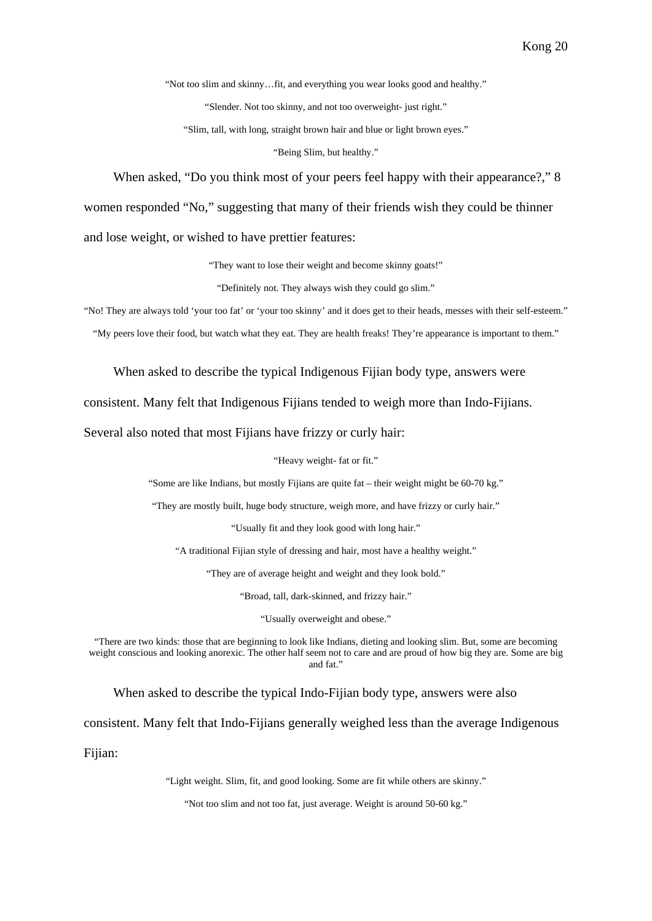"Not too slim and skinny…fit, and everything you wear looks good and healthy."

"Slender. Not too skinny, and not too overweight- just right."

"Slim, tall, with long, straight brown hair and blue or light brown eyes."

"Being Slim, but healthy."

When asked, "Do you think most of your peers feel happy with their appearance?," 8 women responded "No," suggesting that many of their friends wish they could be thinner and lose weight, or wished to have prettier features:

"They want to lose their weight and become skinny goats!"

"Definitely not. They always wish they could go slim."

"No! They are always told 'your too fat' or 'your too skinny' and it does get to their heads, messes with their self-esteem."

"My peers love their food, but watch what they eat. They are health freaks! They're appearance is important to them."

When asked to describe the typical Indigenous Fijian body type, answers were consistent. Many felt that Indigenous Fijians tended to weigh more than Indo-Fijians. Several also noted that most Fijians have frizzy or curly hair:

"Heavy weight- fat or fit."

"Some are like Indians, but mostly Fijians are quite fat – their weight might be 60-70 kg."

"They are mostly built, huge body structure, weigh more, and have frizzy or curly hair."

"Usually fit and they look good with long hair."

"A traditional Fijian style of dressing and hair, most have a healthy weight."

"They are of average height and weight and they look bold."

"Broad, tall, dark-skinned, and frizzy hair."

"Usually overweight and obese."

"There are two kinds: those that are beginning to look like Indians, dieting and looking slim. But, some are becoming weight conscious and looking anorexic. The other half seem not to care and are proud of how big they are. Some are big and fat."

When asked to describe the typical Indo-Fijian body type, answers were also consistent. Many felt that Indo-Fijians generally weighed less than the average Indigenous Fijian:

"Light weight. Slim, fit, and good looking. Some are fit while others are skinny."

"Not too slim and not too fat, just average. Weight is around 50-60 kg."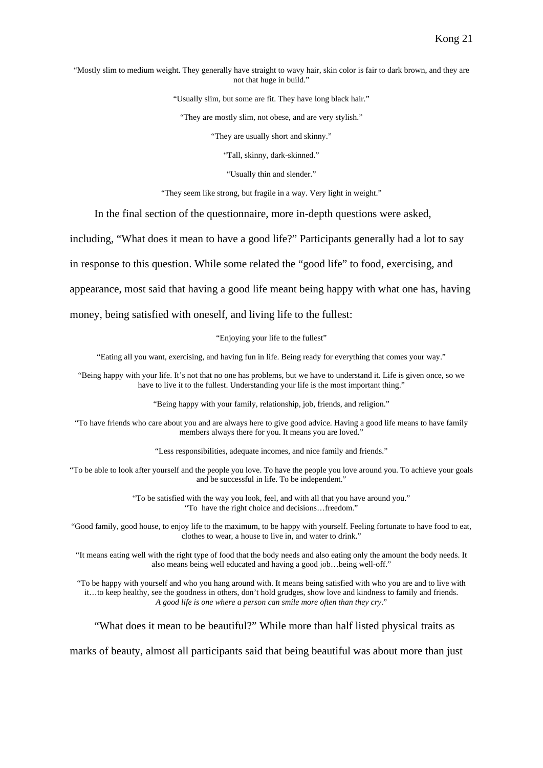"Mostly slim to medium weight. They generally have straight to wavy hair, skin color is fair to dark brown, and they are not that huge in build."

"Usually slim, but some are fit. They have long black hair."

"They are mostly slim, not obese, and are very stylish."

"They are usually short and skinny."

"Tall, skinny, dark-skinned."

"Usually thin and slender."

"They seem like strong, but fragile in a way. Very light in weight."

In the final section of the questionnaire, more in-depth questions were asked, including, "What does it mean to have a good life?" Participants generally had a lot to say in response to this question. While some related the "good life" to food, exercising, and appearance, most said that having a good life meant being happy with what one has, having money, being satisfied with oneself, and living life to the fullest:

"Enjoying your life to the fullest"

"Eating all you want, exercising, and having fun in life. Being ready for everything that comes your way."

"Being happy with your life. It's not that no one has problems, but we have to understand it. Life is given once, so we have to live it to the fullest. Understanding your life is the most important thing."

"Being happy with your family, relationship, job, friends, and religion."

"To have friends who care about you and are always here to give good advice. Having a good life means to have family members always there for you. It means you are loved."

"Less responsibilities, adequate incomes, and nice family and friends."

"To be able to look after yourself and the people you love. To have the people you love around you. To achieve your goals and be successful in life. To be independent."

"To be satisfied with the way you look, feel, and with all that you have around you."
"To have the right choice and decisions…freedom."

"Good family, good house, to enjoy life to the maximum, to be happy with yourself. Feeling fortunate to have food to eat, clothes to wear, a house to live in, and water to drink."

"It means eating well with the right type of food that the body needs and also eating only the amount the body needs. It also means being well educated and having a good job…being well-off."

"To be happy with yourself and who you hang around with. It means being satisfied with who you are and to live with it…to keep healthy, see the goodness in others, don't hold grudges, show love and kindness to family and friends. *A good life is one where a person can smile more often than they cry*."

"What does it mean to be beautiful?" While more than half listed physical traits as marks of beauty, almost all participants said that being beautiful was about more than just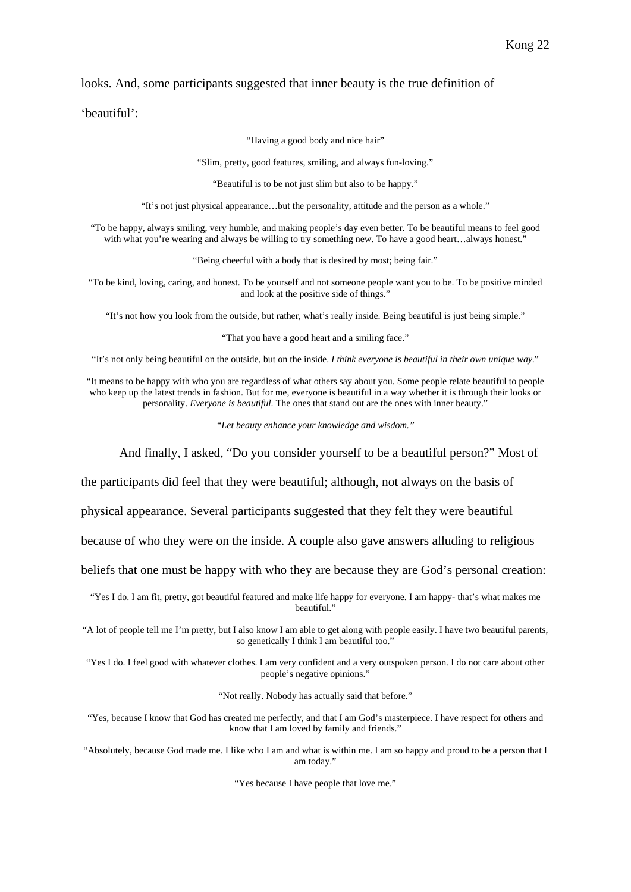looks. And, some participants suggested that inner beauty is the true definition of 'beautiful':

> "Having a good body and nice hair"
>
> "Slim, pretty, good features, smiling, and always fun-loving."
>
> "Beautiful is to be not just slim but also to be happy."
>
> "It's not just physical appearance…but the personality, attitude and the person as a whole."
>
> "To be happy, always smiling, very humble, and making people's day even better. To be beautiful means to feel good with what you're wearing and always be willing to try something new. To have a good heart…always honest."
>
> "Being cheerful with a body that is desired by most; being fair."
>
> "To be kind, loving, caring, and honest. To be yourself and not someone people want you to be. To be positive minded and look at the positive side of things."
>
> "It's not how you look from the outside, but rather, what's really inside. Being beautiful is just being simple."
>
> "That you have a good heart and a smiling face."
>
> "It's not only being beautiful on the outside, but on the inside. *I think everyone is beautiful in their own unique way.*"
>
> "It means to be happy with who you are regardless of what others say about you. Some people relate beautiful to people who keep up the latest trends in fashion. But for me, everyone is beautiful in a way whether it is through their looks or personality. *Everyone is beautiful*. The ones that stand out are the ones with inner beauty."
>
> *"Let beauty enhance your knowledge and wisdom."*

And finally, I asked, "Do you consider yourself to be a beautiful person?" Most of the participants did feel that they were beautiful; although, not always on the basis of physical appearance. Several participants suggested that they felt they were beautiful because of who they were on the inside. A couple also gave answers alluding to religious beliefs that one must be happy with who they are because they are God's personal creation:

> "Yes I do. I am fit, pretty, got beautiful featured and make life happy for everyone. I am happy- that's what makes me beautiful."
>
> "A lot of people tell me I'm pretty, but I also know I am able to get along with people easily. I have two beautiful parents, so genetically I think I am beautiful too."
>
> "Yes I do. I feel good with whatever clothes. I am very confident and a very outspoken person. I do not care about other people's negative opinions."
>
> "Not really. Nobody has actually said that before."
>
> "Yes, because I know that God has created me perfectly, and that I am God's masterpiece. I have respect for others and know that I am loved by family and friends."
>
> "Absolutely, because God made me. I like who I am and what is within me. I am so happy and proud to be a person that I am today."
>
> "Yes because I have people that love me."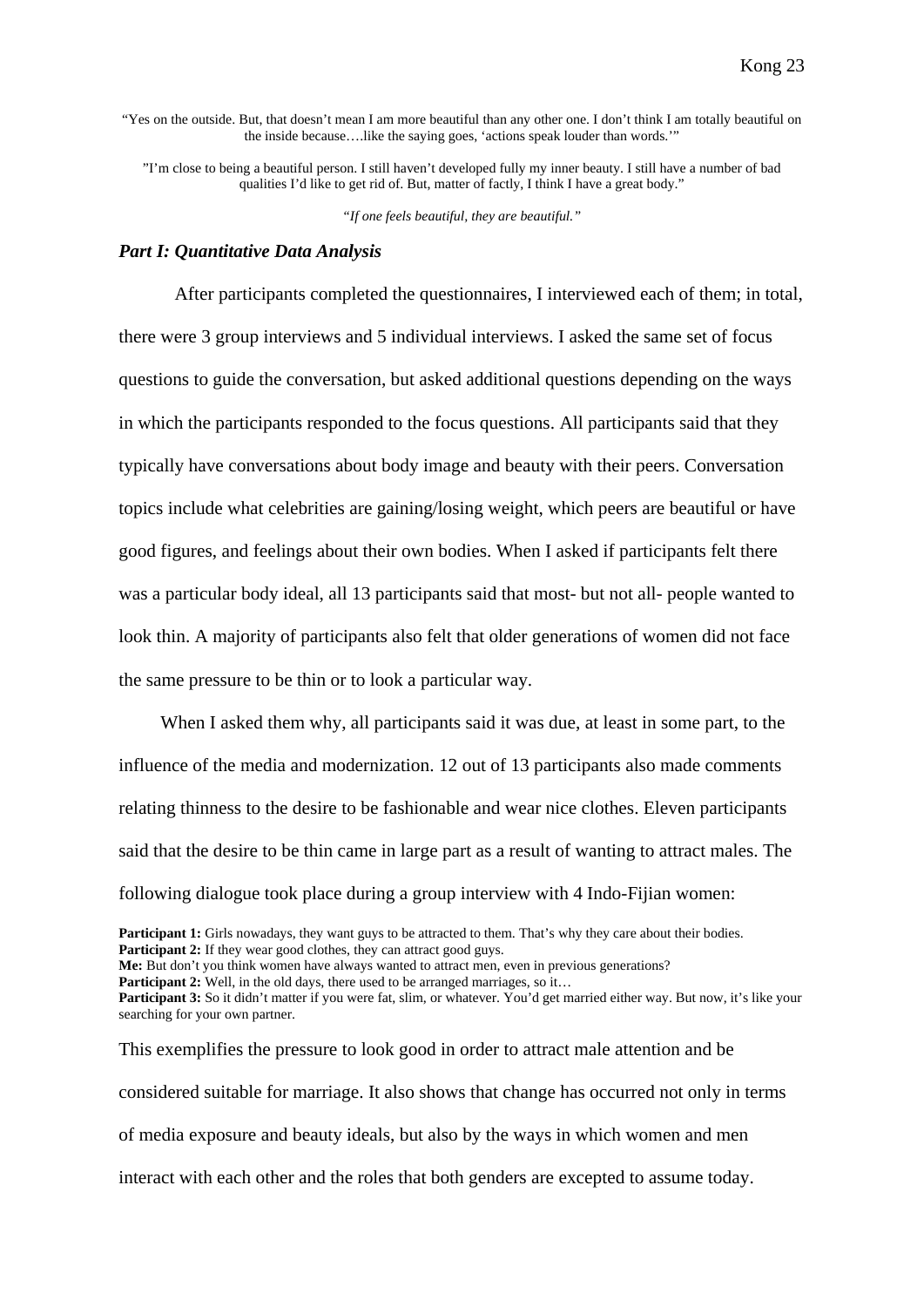"Yes on the outside. But, that doesn't mean I am more beautiful than any other one. I don't think I am totally beautiful on the inside because….like the saying goes, 'actions speak louder than words.'"

"I'm close to being a beautiful person. I still haven't developed fully my inner beauty. I still have a number of bad qualities I'd like to get rid of. But, matter of factly, I think I have a great body."

*"If one feels beautiful, they are beautiful."*

### *Part I: Quantitative Data Analysis*

After participants completed the questionnaires, I interviewed each of them; in total, there were 3 group interviews and 5 individual interviews. I asked the same set of focus questions to guide the conversation, but asked additional questions depending on the ways in which the participants responded to the focus questions. All participants said that they typically have conversations about body image and beauty with their peers. Conversation topics include what celebrities are gaining/losing weight, which peers are beautiful or have good figures, and feelings about their own bodies. When I asked if participants felt there was a particular body ideal, all 13 participants said that most- but not all- people wanted to look thin. A majority of participants also felt that older generations of women did not face the same pressure to be thin or to look a particular way.

When I asked them why, all participants said it was due, at least in some part, to the influence of the media and modernization. 12 out of 13 participants also made comments relating thinness to the desire to be fashionable and wear nice clothes. Eleven participants said that the desire to be thin came in large part as a result of wanting to attract males. The following dialogue took place during a group interview with 4 Indo-Fijian women:

**Participant 1:** Girls nowadays, they want guys to be attracted to them. That's why they care about their bodies.
**Participant 2:** If they wear good clothes, they can attract good guys.
**Me:** But don't you think women have always wanted to attract men, even in previous generations?
**Participant 2:** Well, in the old days, there used to be arranged marriages, so it…
**Participant 3:** So it didn't matter if you were fat, slim, or whatever. You'd get married either way. But now, it's like your searching for your own partner.

This exemplifies the pressure to look good in order to attract male attention and be considered suitable for marriage. It also shows that change has occurred not only in terms of media exposure and beauty ideals, but also by the ways in which women and men interact with each other and the roles that both genders are excepted to assume today.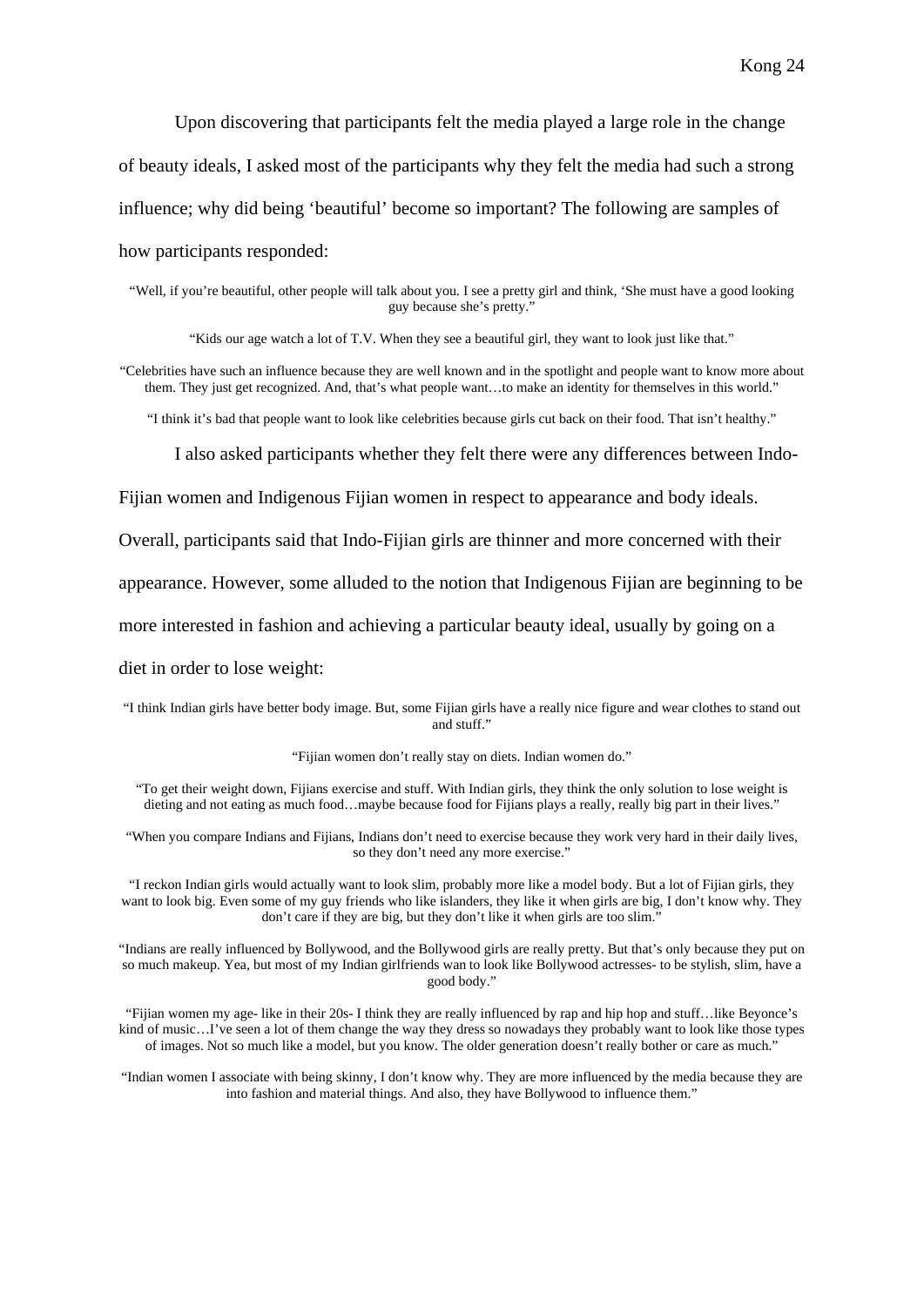Upon discovering that participants felt the media played a large role in the change of beauty ideals, I asked most of the participants why they felt the media had such a strong influence; why did being 'beautiful' become so important? The following are samples of how participants responded:

> "Well, if you're beautiful, other people will talk about you. I see a pretty girl and think, 'She must have a good looking guy because she's pretty.'"
>
> "Kids our age watch a lot of T.V. When they see a beautiful girl, they want to look just like that."
>
> "Celebrities have such an influence because they are well known and in the spotlight and people want to know more about them. They just get recognized. And, that's what people want…to make an identity for themselves in this world."
>
> "I think it's bad that people want to look like celebrities because girls cut back on their food. That isn't healthy."

I also asked participants whether they felt there were any differences between Indo-Fijian women and Indigenous Fijian women in respect to appearance and body ideals. Overall, participants said that Indo-Fijian girls are thinner and more concerned with their appearance. However, some alluded to the notion that Indigenous Fijian are beginning to be more interested in fashion and achieving a particular beauty ideal, usually by going on a diet in order to lose weight:

> "I think Indian girls have better body image. But, some Fijian girls have a really nice figure and wear clothes to stand out and stuff."
>
> "Fijian women don't really stay on diets. Indian women do."
>
> "To get their weight down, Fijians exercise and stuff. With Indian girls, they think the only solution to lose weight is dieting and not eating as much food…maybe because food for Fijians plays a really, really big part in their lives."
>
> "When you compare Indians and Fijians, Indians don't need to exercise because they work very hard in their daily lives, so they don't need any more exercise."
>
> "I reckon Indian girls would actually want to look slim, probably more like a model body. But a lot of Fijian girls, they want to look big. Even some of my guy friends who like islanders, they like it when girls are big, I don't know why. They don't care if they are big, but they don't like it when girls are too slim."
>
> "Indians are really influenced by Bollywood, and the Bollywood girls are really pretty. But that's only because they put on so much makeup. Yea, but most of my Indian girlfriends wan to look like Bollywood actresses- to be stylish, slim, have a good body."
>
> "Fijian women my age- like in their 20s- I think they are really influenced by rap and hip hop and stuff…like Beyonce's kind of music…I've seen a lot of them change the way they dress so nowadays they probably want to look like those types of images. Not so much like a model, but you know. The older generation doesn't really bother or care as much."
>
> "Indian women I associate with being skinny, I don't know why. They are more influenced by the media because they are into fashion and material things. And also, they have Bollywood to influence them."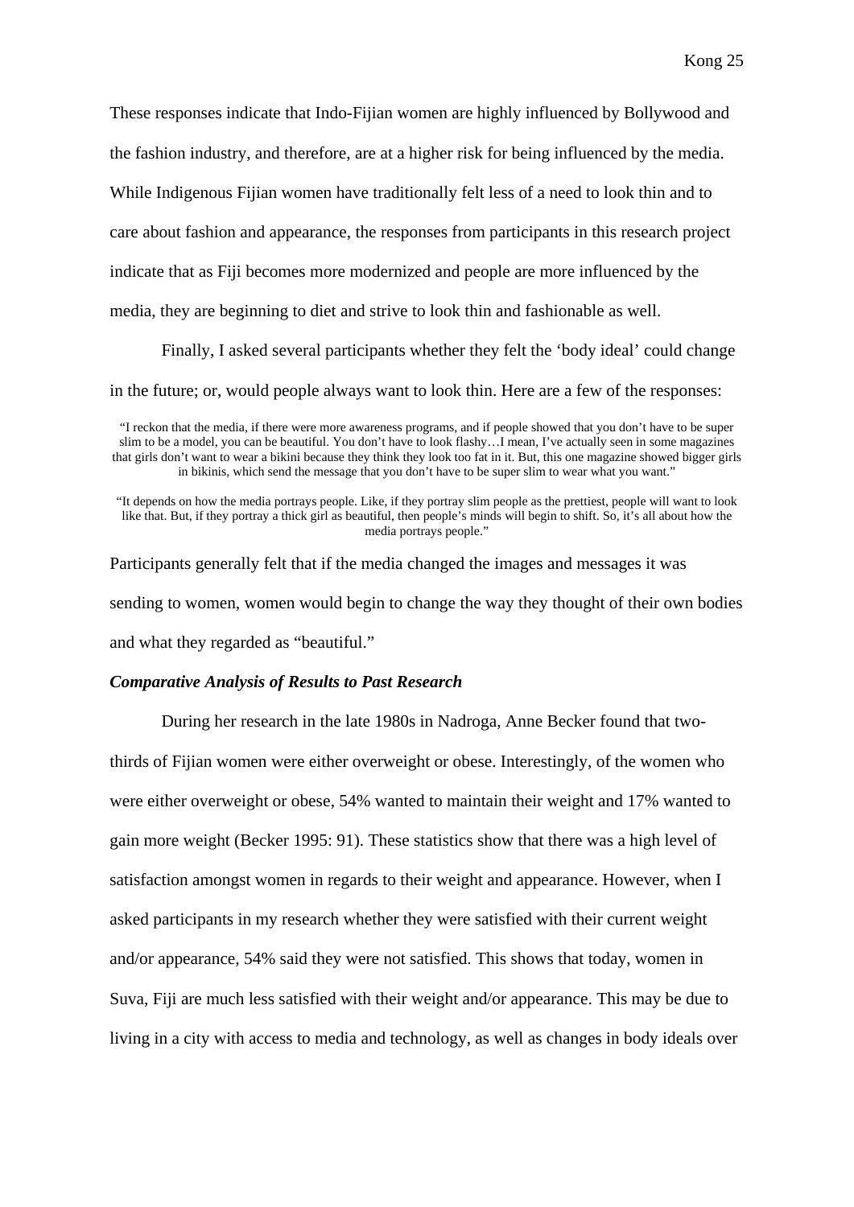These responses indicate that Indo-Fijian women are highly influenced by Bollywood and the fashion industry, and therefore, are at a higher risk for being influenced by the media. While Indigenous Fijian women have traditionally felt less of a need to look thin and to care about fashion and appearance, the responses from participants in this research project indicate that as Fiji becomes more modernized and people are more influenced by the media, they are beginning to diet and strive to look thin and fashionable as well.

Finally, I asked several participants whether they felt the 'body ideal' could change in the future; or, would people always want to look thin. Here are a few of the responses:

> "I reckon that the media, if there were more awareness programs, and if people showed that you don't have to be super slim to be a model, you can be beautiful. You don't have to look flashy…I mean, I've actually seen in some magazines that girls don't want to wear a bikini because they think they look too fat in it. But, this one magazine showed bigger girls in bikinis, which send the message that you don't have to be super slim to wear what you want."

> "It depends on how the media portrays people. Like, if they portray slim people as the prettiest, people will want to look like that. But, if they portray a thick girl as beautiful, then people's minds will begin to shift. So, it's all about how the media portrays people."

Participants generally felt that if the media changed the images and messages it was sending to women, women would begin to change the way they thought of their own bodies and what they regarded as "beautiful."

### *Comparative Analysis of Results to Past Research*

During her research in the late 1980s in Nadroga, Anne Becker found that two-thirds of Fijian women were either overweight or obese. Interestingly, of the women who were either overweight or obese, 54% wanted to maintain their weight and 17% wanted to gain more weight (Becker 1995: 91). These statistics show that there was a high level of satisfaction amongst women in regards to their weight and appearance. However, when I asked participants in my research whether they were satisfied with their current weight and/or appearance, 54% said they were not satisfied. This shows that today, women in Suva, Fiji are much less satisfied with their weight and/or appearance. This may be due to living in a city with access to media and technology, as well as changes in body ideals over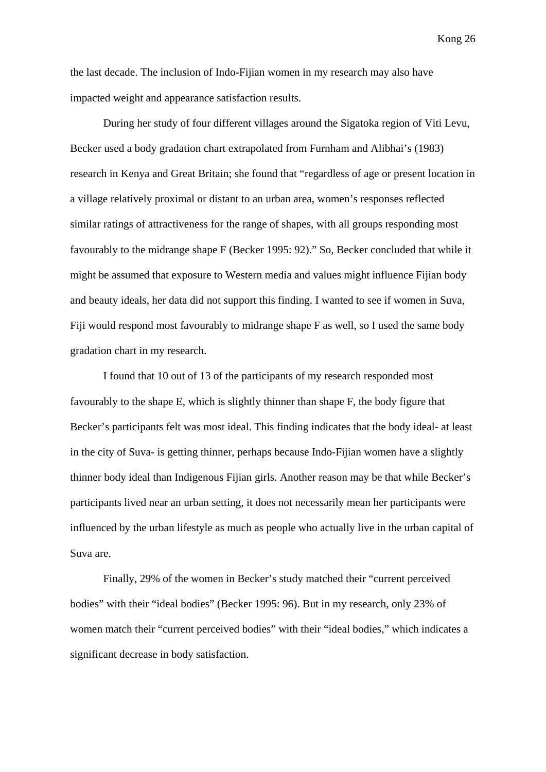the last decade. The inclusion of Indo-Fijian women in my research may also have impacted weight and appearance satisfaction results.

During her study of four different villages around the Sigatoka region of Viti Levu, Becker used a body gradation chart extrapolated from Furnham and Alibhai's (1983) research in Kenya and Great Britain; she found that "regardless of age or present location in a village relatively proximal or distant to an urban area, women's responses reflected similar ratings of attractiveness for the range of shapes, with all groups responding most favourably to the midrange shape F (Becker 1995: 92)." So, Becker concluded that while it might be assumed that exposure to Western media and values might influence Fijian body and beauty ideals, her data did not support this finding. I wanted to see if women in Suva, Fiji would respond most favourably to midrange shape F as well, so I used the same body gradation chart in my research.

I found that 10 out of 13 of the participants of my research responded most favourably to the shape E, which is slightly thinner than shape F, the body figure that Becker's participants felt was most ideal. This finding indicates that the body ideal- at least in the city of Suva- is getting thinner, perhaps because Indo-Fijian women have a slightly thinner body ideal than Indigenous Fijian girls. Another reason may be that while Becker's participants lived near an urban setting, it does not necessarily mean her participants were influenced by the urban lifestyle as much as people who actually live in the urban capital of Suva are.

Finally, 29% of the women in Becker's study matched their "current perceived bodies" with their "ideal bodies" (Becker 1995: 96). But in my research, only 23% of women match their "current perceived bodies" with their "ideal bodies," which indicates a significant decrease in body satisfaction.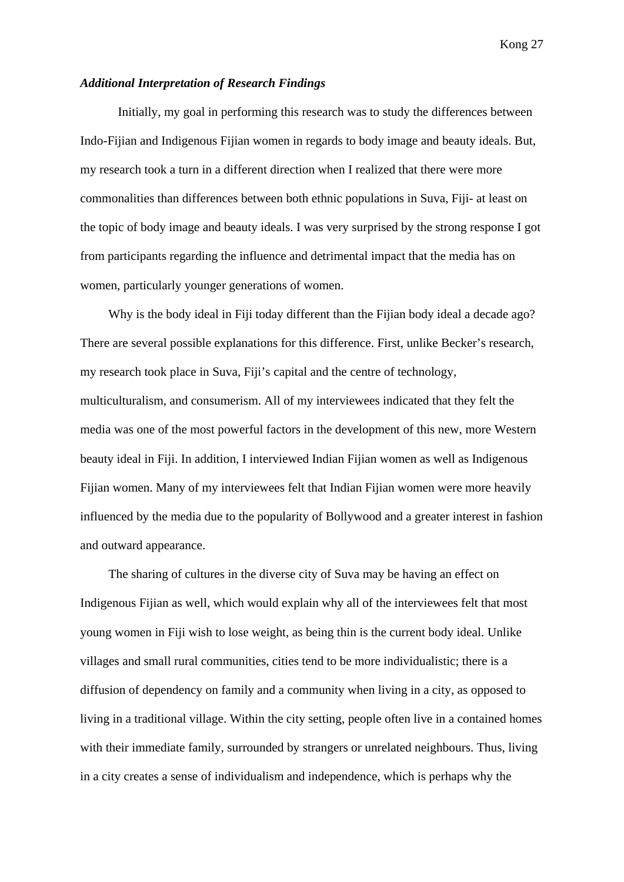***Additional Interpretation of Research Findings***

Initially, my goal in performing this research was to study the differences between Indo-Fijian and Indigenous Fijian women in regards to body image and beauty ideals. But, my research took a turn in a different direction when I realized that there were more commonalities than differences between both ethnic populations in Suva, Fiji- at least on the topic of body image and beauty ideals. I was very surprised by the strong response I got from participants regarding the influence and detrimental impact that the media has on women, particularly younger generations of women.

Why is the body ideal in Fiji today different than the Fijian body ideal a decade ago? There are several possible explanations for this difference. First, unlike Becker's research, my research took place in Suva, Fiji's capital and the centre of technology, multiculturalism, and consumerism. All of my interviewees indicated that they felt the media was one of the most powerful factors in the development of this new, more Western beauty ideal in Fiji. In addition, I interviewed Indian Fijian women as well as Indigenous Fijian women. Many of my interviewees felt that Indian Fijian women were more heavily influenced by the media due to the popularity of Bollywood and a greater interest in fashion and outward appearance.

The sharing of cultures in the diverse city of Suva may be having an effect on Indigenous Fijian as well, which would explain why all of the interviewees felt that most young women in Fiji wish to lose weight, as being thin is the current body ideal. Unlike villages and small rural communities, cities tend to be more individualistic; there is a diffusion of dependency on family and a community when living in a city, as opposed to living in a traditional village. Within the city setting, people often live in a contained homes with their immediate family, surrounded by strangers or unrelated neighbours. Thus, living in a city creates a sense of individualism and independence, which is perhaps why the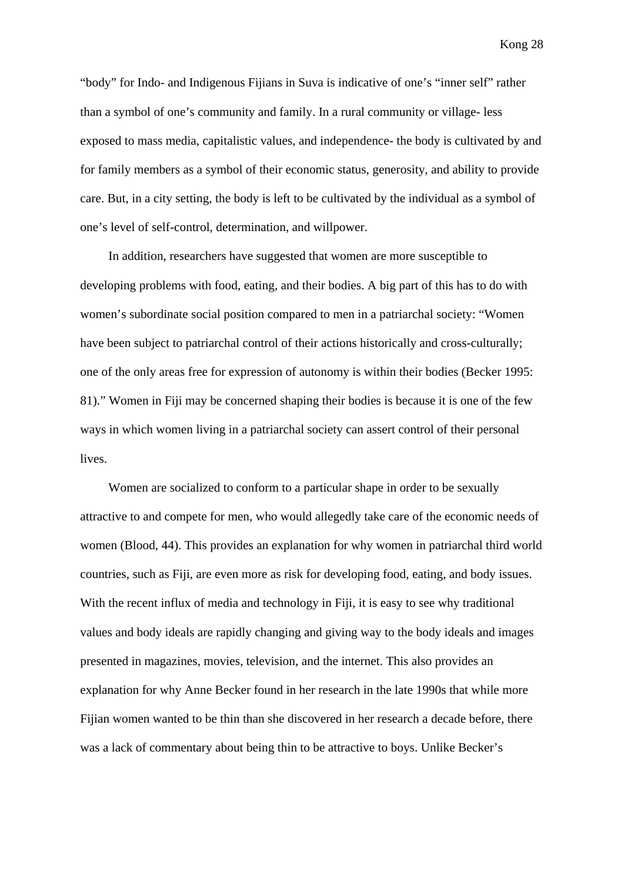"body" for Indo- and Indigenous Fijians in Suva is indicative of one's "inner self" rather than a symbol of one's community and family. In a rural community or village- less exposed to mass media, capitalistic values, and independence- the body is cultivated by and for family members as a symbol of their economic status, generosity, and ability to provide care. But, in a city setting, the body is left to be cultivated by the individual as a symbol of one's level of self-control, determination, and willpower.

In addition, researchers have suggested that women are more susceptible to developing problems with food, eating, and their bodies. A big part of this has to do with women's subordinate social position compared to men in a patriarchal society: "Women have been subject to patriarchal control of their actions historically and cross-culturally; one of the only areas free for expression of autonomy is within their bodies (Becker 1995: 81)." Women in Fiji may be concerned shaping their bodies is because it is one of the few ways in which women living in a patriarchal society can assert control of their personal lives.

Women are socialized to conform to a particular shape in order to be sexually attractive to and compete for men, who would allegedly take care of the economic needs of women (Blood, 44). This provides an explanation for why women in patriarchal third world countries, such as Fiji, are even more as risk for developing food, eating, and body issues. With the recent influx of media and technology in Fiji, it is easy to see why traditional values and body ideals are rapidly changing and giving way to the body ideals and images presented in magazines, movies, television, and the internet. This also provides an explanation for why Anne Becker found in her research in the late 1990s that while more Fijian women wanted to be thin than she discovered in her research a decade before, there was a lack of commentary about being thin to be attractive to boys. Unlike Becker's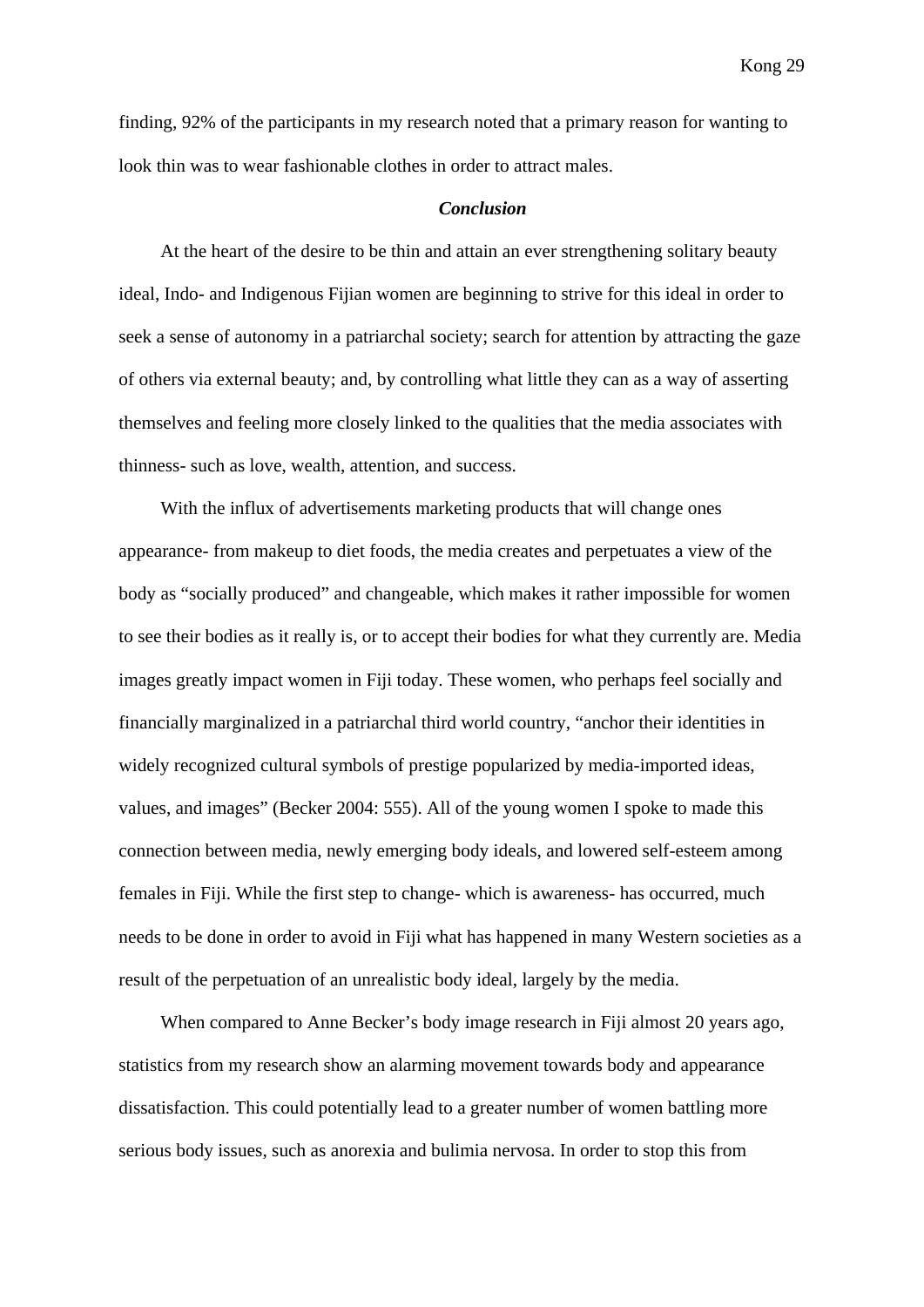finding, 92% of the participants in my research noted that a primary reason for wanting to look thin was to wear fashionable clothes in order to attract males.

## ***Conclusion***

At the heart of the desire to be thin and attain an ever strengthening solitary beauty ideal, Indo- and Indigenous Fijian women are beginning to strive for this ideal in order to seek a sense of autonomy in a patriarchal society; search for attention by attracting the gaze of others via external beauty; and, by controlling what little they can as a way of asserting themselves and feeling more closely linked to the qualities that the media associates with thinness- such as love, wealth, attention, and success.

With the influx of advertisements marketing products that will change ones appearance- from makeup to diet foods, the media creates and perpetuates a view of the body as "socially produced" and changeable, which makes it rather impossible for women to see their bodies as it really is, or to accept their bodies for what they currently are. Media images greatly impact women in Fiji today. These women, who perhaps feel socially and financially marginalized in a patriarchal third world country, "anchor their identities in widely recognized cultural symbols of prestige popularized by media-imported ideas, values, and images" (Becker 2004: 555). All of the young women I spoke to made this connection between media, newly emerging body ideals, and lowered self-esteem among females in Fiji. While the first step to change- which is awareness- has occurred, much needs to be done in order to avoid in Fiji what has happened in many Western societies as a result of the perpetuation of an unrealistic body ideal, largely by the media.

When compared to Anne Becker's body image research in Fiji almost 20 years ago, statistics from my research show an alarming movement towards body and appearance dissatisfaction. This could potentially lead to a greater number of women battling more serious body issues, such as anorexia and bulimia nervosa. In order to stop this from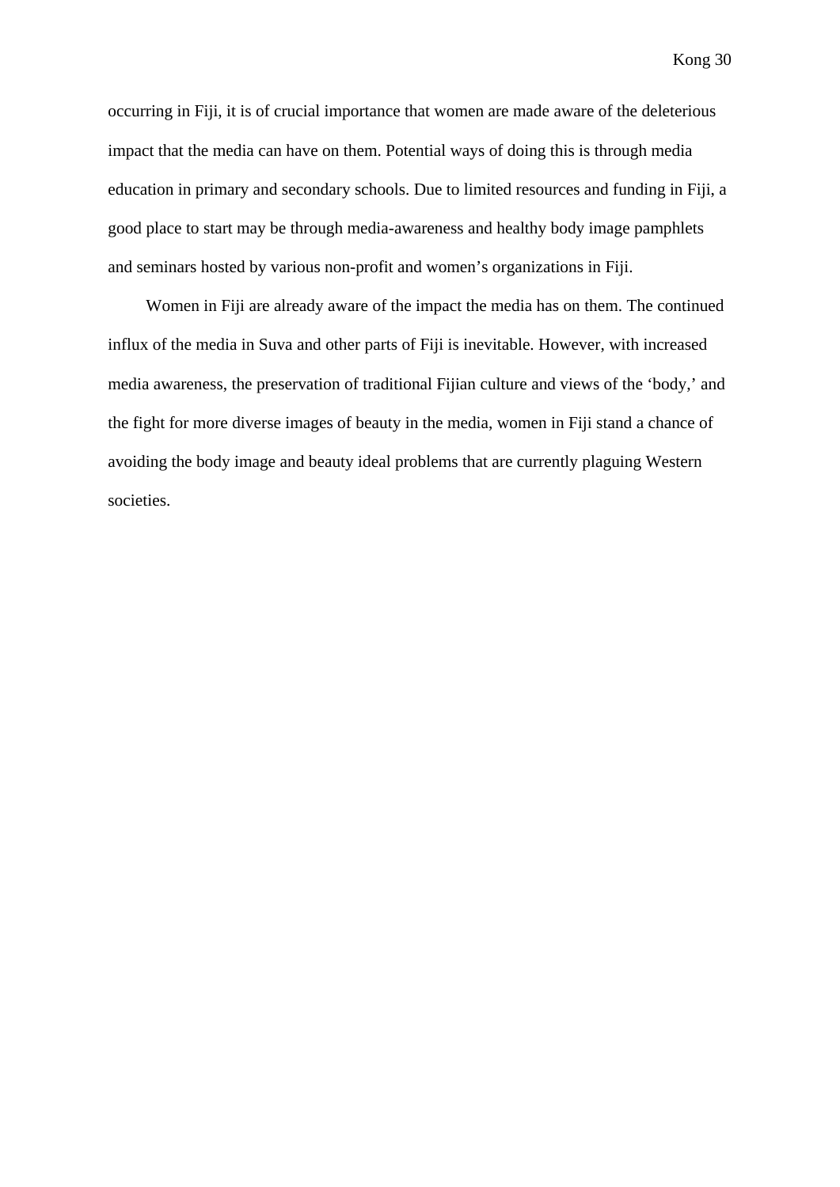occurring in Fiji, it is of crucial importance that women are made aware of the deleterious impact that the media can have on them. Potential ways of doing this is through media education in primary and secondary schools. Due to limited resources and funding in Fiji, a good place to start may be through media-awareness and healthy body image pamphlets and seminars hosted by various non-profit and women's organizations in Fiji.

Women in Fiji are already aware of the impact the media has on them. The continued influx of the media in Suva and other parts of Fiji is inevitable. However, with increased media awareness, the preservation of traditional Fijian culture and views of the 'body,' and the fight for more diverse images of beauty in the media, women in Fiji stand a chance of avoiding the body image and beauty ideal problems that are currently plaguing Western societies.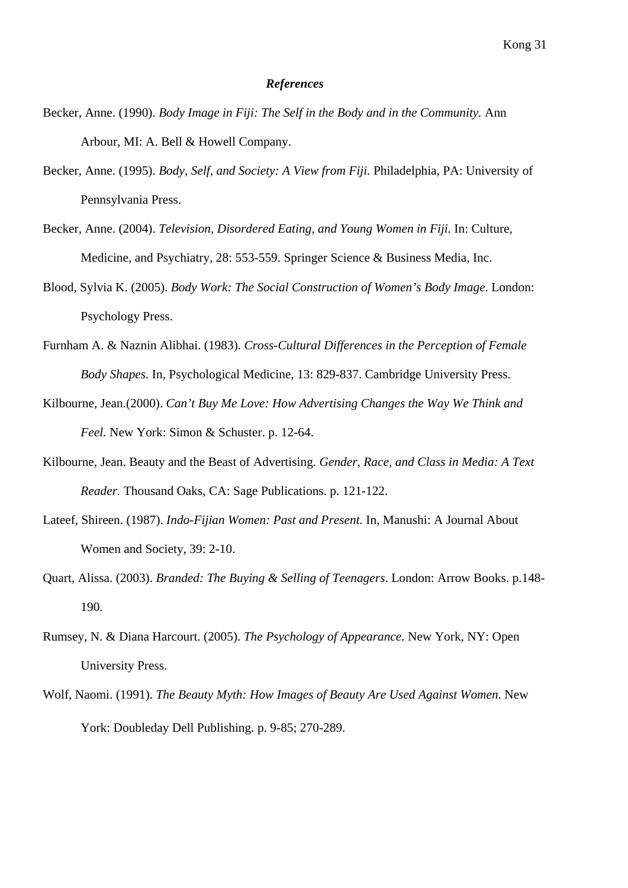### ***References***

Becker, Anne. (1990). *Body Image in Fiji: The Self in the Body and in the Community.* Ann Arbour, MI: A. Bell & Howell Company.

Becker, Anne. (1995). *Body, Self, and Society: A View from Fiji.* Philadelphia, PA: University of Pennsylvania Press.

Becker, Anne. (2004). *Television, Disordered Eating, and Young Women in Fiji.* In: Culture, Medicine, and Psychiatry, 28: 553-559. Springer Science & Business Media, Inc.

Blood, Sylvia K. (2005). *Body Work: The Social Construction of Women's Body Image*. London: Psychology Press.

Furnham A. & Naznin Alibhai. (1983). *Cross-Cultural Differences in the Perception of Female Body Shapes.* In, Psychological Medicine, 13: 829-837. Cambridge University Press.

Kilbourne, Jean.(2000). *Can't Buy Me Love: How Advertising Changes the Way We Think and Feel.* New York: Simon & Schuster. p. 12-64.

Kilbourne, Jean. Beauty and the Beast of Advertising. *Gender, Race, and Class in Media: A Text Reader.* Thousand Oaks, CA: Sage Publications. p. 121-122.

Lateef, Shireen. (1987). *Indo-Fijian Women: Past and Present.* In, Manushi: A Journal About Women and Society, 39: 2-10.

Quart, Alissa. (2003). *Branded: The Buying & Selling of Teenagers*. London: Arrow Books. p.148-190.

Rumsey, N. & Diana Harcourt. (2005). *The Psychology of Appearance.* New York, NY: Open University Press.

Wolf, Naomi. (1991). *The Beauty Myth: How Images of Beauty Are Used Against Women*. New York: Doubleday Dell Publishing. p. 9-85; 270-289.